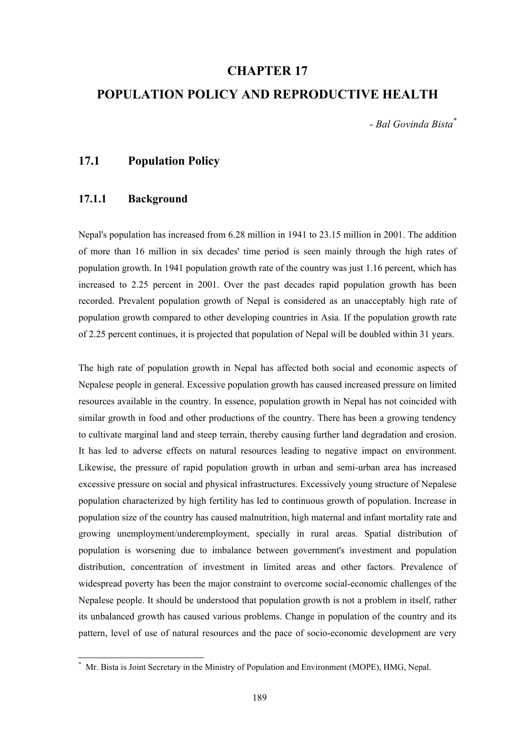# CHAPTER 17

# POPULATION POLICY AND REPRODUCTIVE HEALTH

*- Bal Govinda Bista*[*]

## 17.1 Population Policy

### 17.1.1 Background

Nepal's population has increased from 6.28 million in 1941 to 23.15 million in 2001. The addition of more than 16 million in six decades' time period is seen mainly through the high rates of population growth. In 1941 population growth rate of the country was just 1.16 percent, which has increased to 2.25 percent in 2001. Over the past decades rapid population growth has been recorded. Prevalent population growth of Nepal is considered as an unacceptably high rate of population growth compared to other developing countries in Asia. If the population growth rate of 2.25 percent continues, it is projected that population of Nepal will be doubled within 31 years.

The high rate of population growth in Nepal has affected both social and economic aspects of Nepalese people in general. Excessive population growth has caused increased pressure on limited resources available in the country. In essence, population growth in Nepal has not coincided with similar growth in food and other productions of the country. There has been a growing tendency to cultivate marginal land and steep terrain, thereby causing further land degradation and erosion. It has led to adverse effects on natural resources leading to negative impact on environment. Likewise, the pressure of rapid population growth in urban and semi-urban area has increased excessive pressure on social and physical infrastructures. Excessively young structure of Nepalese population characterized by high fertility has led to continuous growth of population. Increase in population size of the country has caused malnutrition, high maternal and infant mortality rate and growing unemployment/underemployment, specially in rural areas. Spatial distribution of population is worsening due to imbalance between government's investment and population distribution, concentration of investment in limited areas and other factors. Prevalence of widespread poverty has been the major constraint to overcome social-economic challenges of the Nepalese people. It should be understood that population growth is not a problem in itself, rather its unbalanced growth has caused various problems. Change in population of the country and its pattern, level of use of natural resources and the pace of socio-economic development are very

[*] Mr. Bista is Joint Secretary in the Ministry of Population and Environment (MOPE), HMG, Nepal.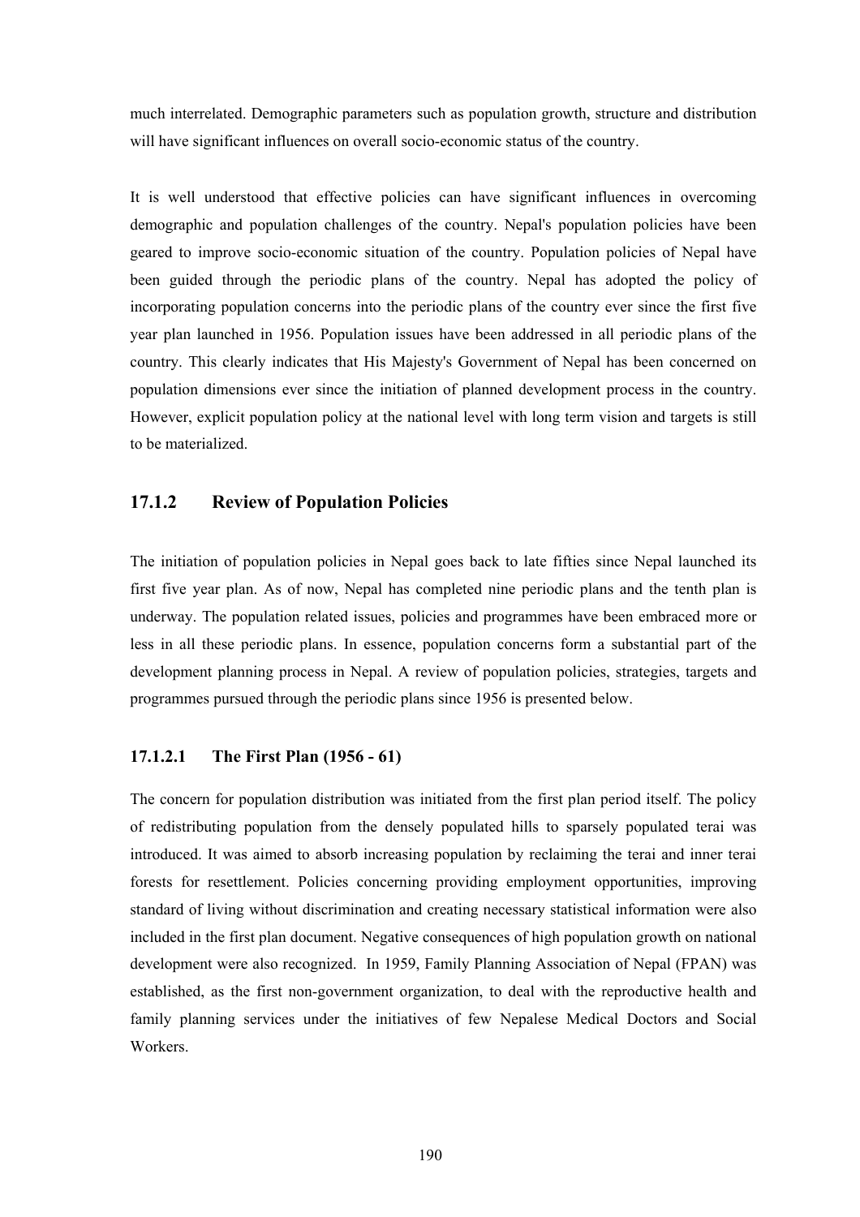much interrelated. Demographic parameters such as population growth, structure and distribution will have significant influences on overall socio-economic status of the country.

It is well understood that effective policies can have significant influences in overcoming demographic and population challenges of the country. Nepal's population policies have been geared to improve socio-economic situation of the country. Population policies of Nepal have been guided through the periodic plans of the country. Nepal has adopted the policy of incorporating population concerns into the periodic plans of the country ever since the first five year plan launched in 1956. Population issues have been addressed in all periodic plans of the country. This clearly indicates that His Majesty's Government of Nepal has been concerned on population dimensions ever since the initiation of planned development process in the country. However, explicit population policy at the national level with long term vision and targets is still to be materialized.

### 17.1.2 Review of Population Policies

The initiation of population policies in Nepal goes back to late fifties since Nepal launched its first five year plan. As of now, Nepal has completed nine periodic plans and the tenth plan is underway. The population related issues, policies and programmes have been embraced more or less in all these periodic plans. In essence, population concerns form a substantial part of the development planning process in Nepal. A review of population policies, strategies, targets and programmes pursued through the periodic plans since 1956 is presented below.

#### 17.1.2.1 The First Plan (1956 - 61)

The concern for population distribution was initiated from the first plan period itself. The policy of redistributing population from the densely populated hills to sparsely populated terai was introduced. It was aimed to absorb increasing population by reclaiming the terai and inner terai forests for resettlement. Policies concerning providing employment opportunities, improving standard of living without discrimination and creating necessary statistical information were also included in the first plan document. Negative consequences of high population growth on national development were also recognized. In 1959, Family Planning Association of Nepal (FPAN) was established, as the first non-government organization, to deal with the reproductive health and family planning services under the initiatives of few Nepalese Medical Doctors and Social Workers.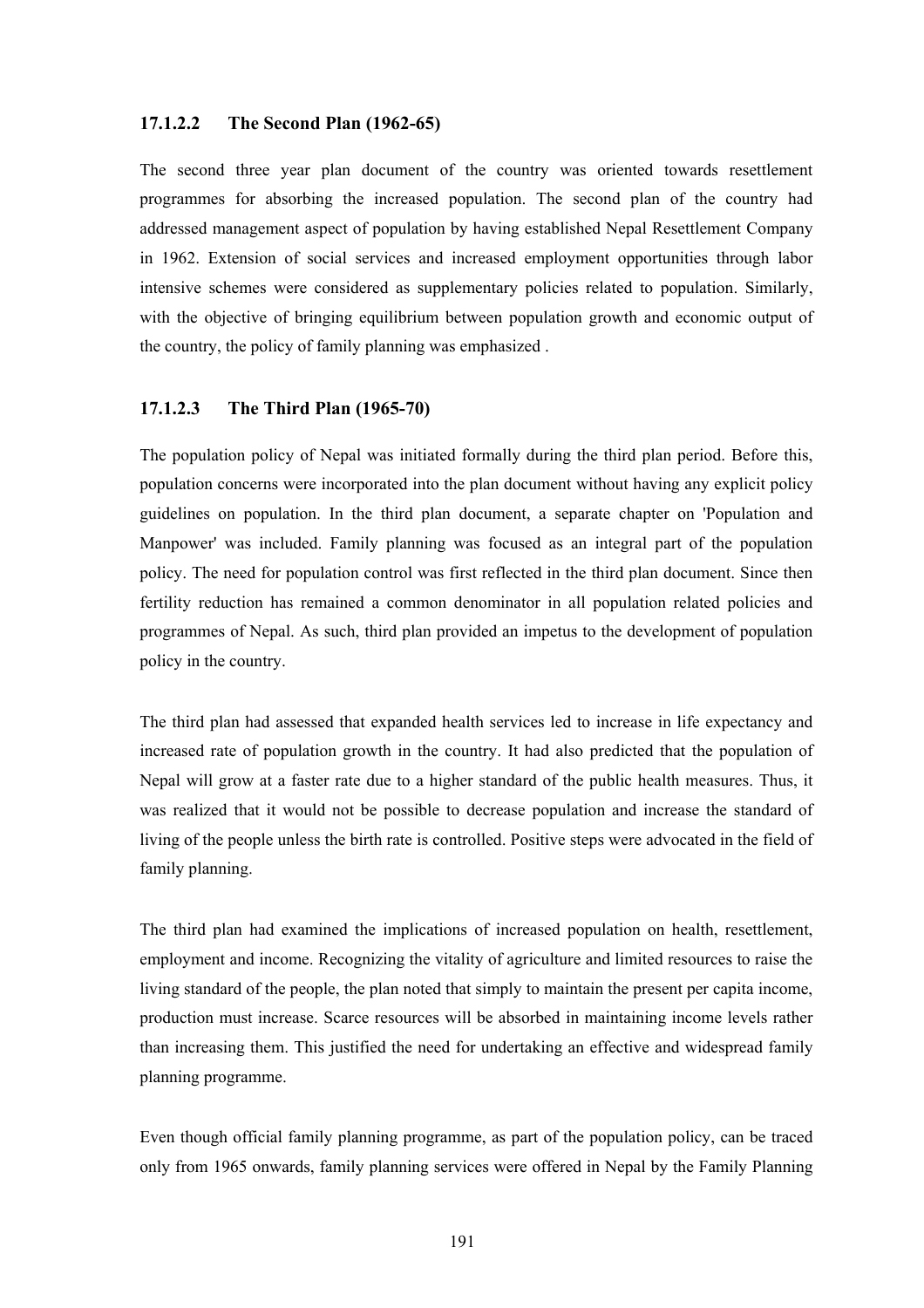#### 17.1.2.2 The Second Plan (1962-65)

The second three year plan document of the country was oriented towards resettlement programmes for absorbing the increased population. The second plan of the country had addressed management aspect of population by having established Nepal Resettlement Company in 1962. Extension of social services and increased employment opportunities through labor intensive schemes were considered as supplementary policies related to population. Similarly, with the objective of bringing equilibrium between population growth and economic output of the country, the policy of family planning was emphasized .

#### 17.1.2.3 The Third Plan (1965-70)

The population policy of Nepal was initiated formally during the third plan period. Before this, population concerns were incorporated into the plan document without having any explicit policy guidelines on population. In the third plan document, a separate chapter on 'Population and Manpower' was included. Family planning was focused as an integral part of the population policy. The need for population control was first reflected in the third plan document. Since then fertility reduction has remained a common denominator in all population related policies and programmes of Nepal. As such, third plan provided an impetus to the development of population policy in the country.

The third plan had assessed that expanded health services led to increase in life expectancy and increased rate of population growth in the country. It had also predicted that the population of Nepal will grow at a faster rate due to a higher standard of the public health measures. Thus, it was realized that it would not be possible to decrease population and increase the standard of living of the people unless the birth rate is controlled. Positive steps were advocated in the field of family planning.

The third plan had examined the implications of increased population on health, resettlement, employment and income. Recognizing the vitality of agriculture and limited resources to raise the living standard of the people, the plan noted that simply to maintain the present per capita income, production must increase. Scarce resources will be absorbed in maintaining income levels rather than increasing them. This justified the need for undertaking an effective and widespread family planning programme.

Even though official family planning programme, as part of the population policy, can be traced only from 1965 onwards, family planning services were offered in Nepal by the Family Planning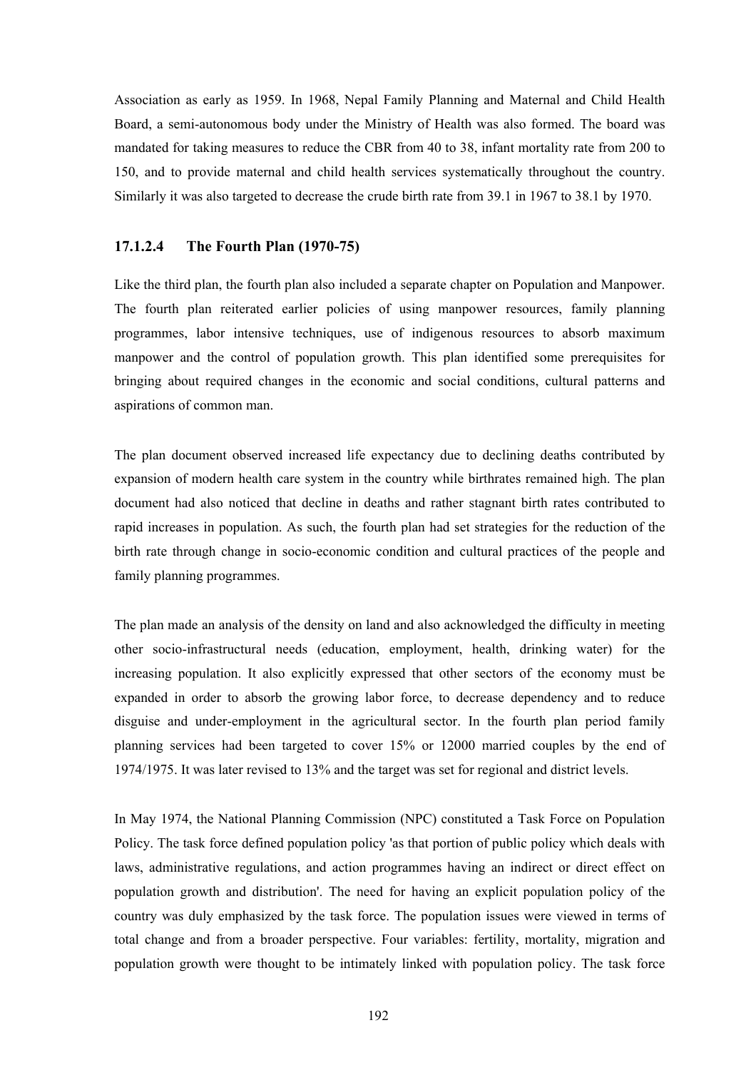Association as early as 1959. In 1968, Nepal Family Planning and Maternal and Child Health Board, a semi-autonomous body under the Ministry of Health was also formed. The board was mandated for taking measures to reduce the CBR from 40 to 38, infant mortality rate from 200 to 150, and to provide maternal and child health services systematically throughout the country. Similarly it was also targeted to decrease the crude birth rate from 39.1 in 1967 to 38.1 by 1970.

#### 17.1.2.4 The Fourth Plan (1970-75)

Like the third plan, the fourth plan also included a separate chapter on Population and Manpower. The fourth plan reiterated earlier policies of using manpower resources, family planning programmes, labor intensive techniques, use of indigenous resources to absorb maximum manpower and the control of population growth. This plan identified some prerequisites for bringing about required changes in the economic and social conditions, cultural patterns and aspirations of common man.

The plan document observed increased life expectancy due to declining deaths contributed by expansion of modern health care system in the country while birthrates remained high. The plan document had also noticed that decline in deaths and rather stagnant birth rates contributed to rapid increases in population. As such, the fourth plan had set strategies for the reduction of the birth rate through change in socio-economic condition and cultural practices of the people and family planning programmes.

The plan made an analysis of the density on land and also acknowledged the difficulty in meeting other socio-infrastructural needs (education, employment, health, drinking water) for the increasing population. It also explicitly expressed that other sectors of the economy must be expanded in order to absorb the growing labor force, to decrease dependency and to reduce disguise and under-employment in the agricultural sector. In the fourth plan period family planning services had been targeted to cover 15% or 12000 married couples by the end of 1974/1975. It was later revised to 13% and the target was set for regional and district levels.

In May 1974, the National Planning Commission (NPC) constituted a Task Force on Population Policy. The task force defined population policy 'as that portion of public policy which deals with laws, administrative regulations, and action programmes having an indirect or direct effect on population growth and distribution'. The need for having an explicit population policy of the country was duly emphasized by the task force. The population issues were viewed in terms of total change and from a broader perspective. Four variables: fertility, mortality, migration and population growth were thought to be intimately linked with population policy. The task force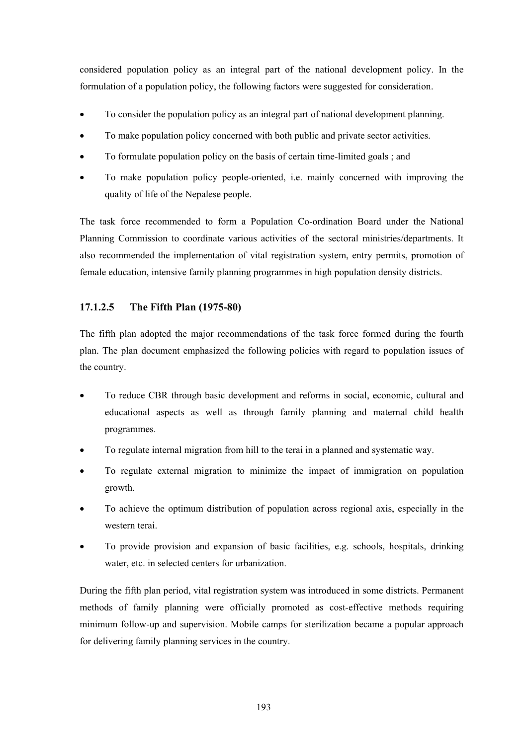considered population policy as an integral part of the national development policy. In the formulation of a population policy, the following factors were suggested for consideration.

- To consider the population policy as an integral part of national development planning.
- To make population policy concerned with both public and private sector activities.
- To formulate population policy on the basis of certain time-limited goals ; and
- To make population policy people-oriented, i.e. mainly concerned with improving the quality of life of the Nepalese people.

The task force recommended to form a Population Co-ordination Board under the National Planning Commission to coordinate various activities of the sectoral ministries/departments. It also recommended the implementation of vital registration system, entry permits, promotion of female education, intensive family planning programmes in high population density districts.

#### 17.1.2.5 The Fifth Plan (1975-80)

The fifth plan adopted the major recommendations of the task force formed during the fourth plan. The plan document emphasized the following policies with regard to population issues of the country.

- To reduce CBR through basic development and reforms in social, economic, cultural and educational aspects as well as through family planning and maternal child health programmes.
- To regulate internal migration from hill to the terai in a planned and systematic way.
- To regulate external migration to minimize the impact of immigration on population growth.
- To achieve the optimum distribution of population across regional axis, especially in the western terai.
- To provide provision and expansion of basic facilities, e.g. schools, hospitals, drinking water, etc. in selected centers for urbanization.

During the fifth plan period, vital registration system was introduced in some districts. Permanent methods of family planning were officially promoted as cost-effective methods requiring minimum follow-up and supervision. Mobile camps for sterilization became a popular approach for delivering family planning services in the country.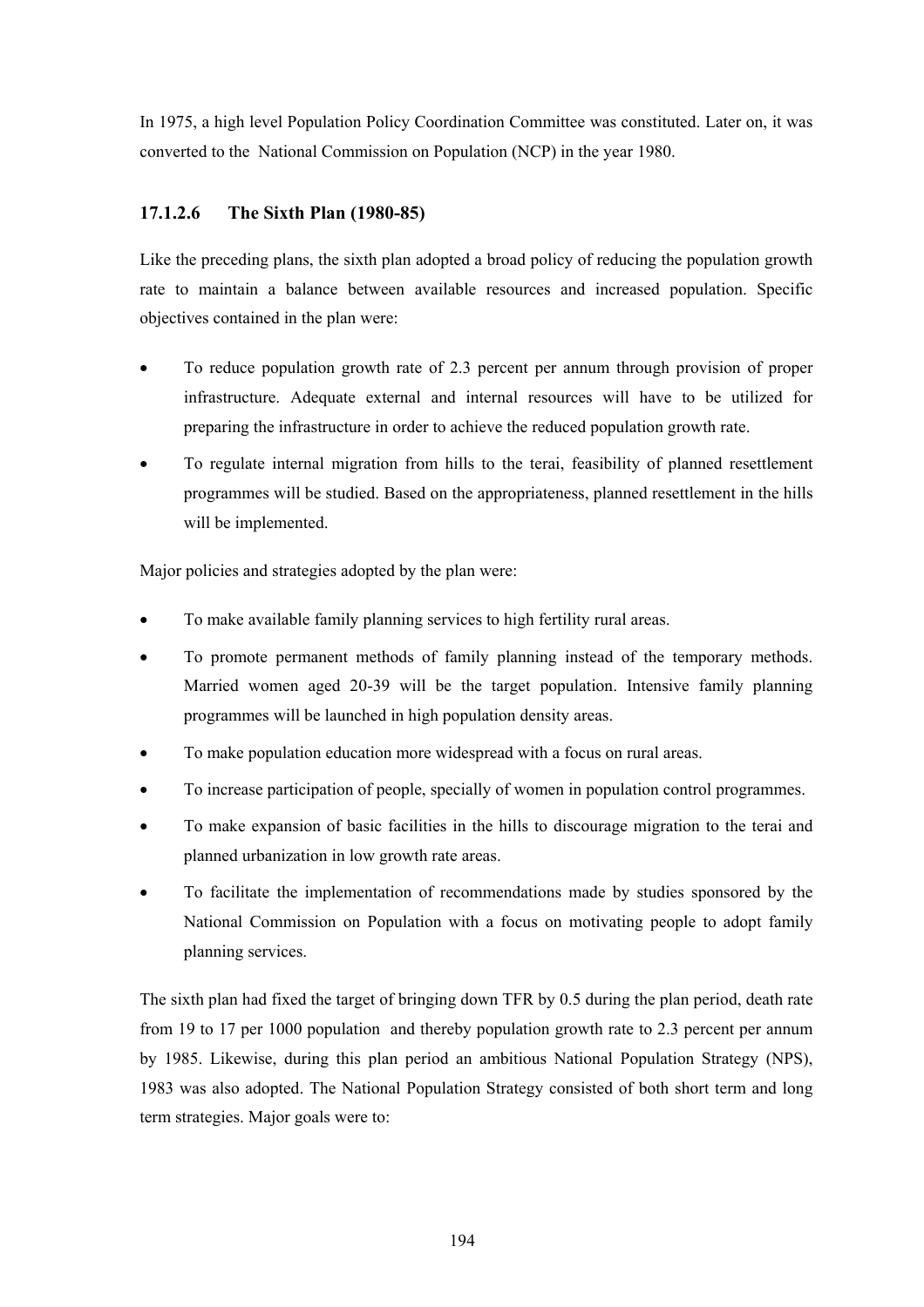In 1975, a high level Population Policy Coordination Committee was constituted. Later on, it was converted to the National Commission on Population (NCP) in the year 1980.

### 17.1.2.6 The Sixth Plan (1980-85)

Like the preceding plans, the sixth plan adopted a broad policy of reducing the population growth rate to maintain a balance between available resources and increased population. Specific objectives contained in the plan were:

- To reduce population growth rate of 2.3 percent per annum through provision of proper infrastructure. Adequate external and internal resources will have to be utilized for preparing the infrastructure in order to achieve the reduced population growth rate.
- To regulate internal migration from hills to the terai, feasibility of planned resettlement programmes will be studied. Based on the appropriateness, planned resettlement in the hills will be implemented.

Major policies and strategies adopted by the plan were:

- To make available family planning services to high fertility rural areas.
- To promote permanent methods of family planning instead of the temporary methods. Married women aged 20-39 will be the target population. Intensive family planning programmes will be launched in high population density areas.
- To make population education more widespread with a focus on rural areas.
- To increase participation of people, specially of women in population control programmes.
- To make expansion of basic facilities in the hills to discourage migration to the terai and planned urbanization in low growth rate areas.
- To facilitate the implementation of recommendations made by studies sponsored by the National Commission on Population with a focus on motivating people to adopt family planning services.

The sixth plan had fixed the target of bringing down TFR by 0.5 during the plan period, death rate from 19 to 17 per 1000 population and thereby population growth rate to 2.3 percent per annum by 1985. Likewise, during this plan period an ambitious National Population Strategy (NPS), 1983 was also adopted. The National Population Strategy consisted of both short term and long term strategies. Major goals were to: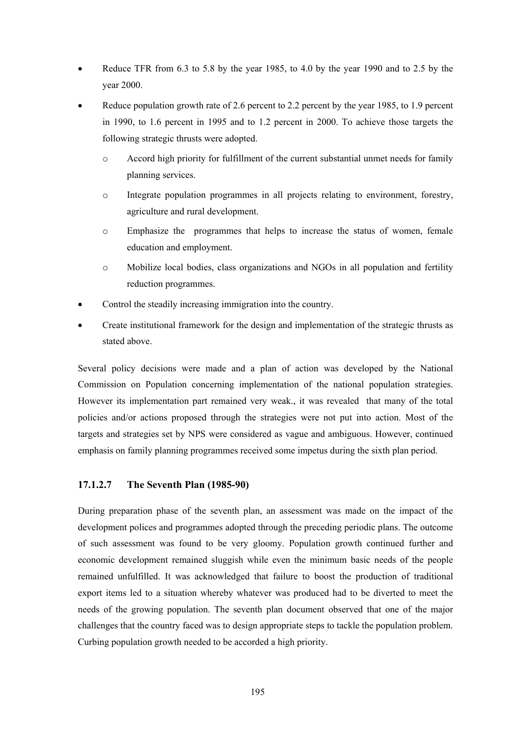- Reduce TFR from 6.3 to 5.8 by the year 1985, to 4.0 by the year 1990 and to 2.5 by the year 2000.
- Reduce population growth rate of 2.6 percent to 2.2 percent by the year 1985, to 1.9 percent in 1990, to 1.6 percent in 1995 and to 1.2 percent in 2000. To achieve those targets the following strategic thrusts were adopted.
    - Accord high priority for fulfillment of the current substantial unmet needs for family planning services.
    - Integrate population programmes in all projects relating to environment, forestry, agriculture and rural development.
    - Emphasize the programmes that helps to increase the status of women, female education and employment.
    - Mobilize local bodies, class organizations and NGOs in all population and fertility reduction programmes.
- Control the steadily increasing immigration into the country.
- Create institutional framework for the design and implementation of the strategic thrusts as stated above.

Several policy decisions were made and a plan of action was developed by the National Commission on Population concerning implementation of the national population strategies. However its implementation part remained very weak., it was revealed that many of the total policies and/or actions proposed through the strategies were not put into action. Most of the targets and strategies set by NPS were considered as vague and ambiguous. However, continued emphasis on family planning programmes received some impetus during the sixth plan period.

#### 17.1.2.7 The Seventh Plan (1985-90)

During preparation phase of the seventh plan, an assessment was made on the impact of the development polices and programmes adopted through the preceding periodic plans. The outcome of such assessment was found to be very gloomy. Population growth continued further and economic development remained sluggish while even the minimum basic needs of the people remained unfulfilled. It was acknowledged that failure to boost the production of traditional export items led to a situation whereby whatever was produced had to be diverted to meet the needs of the growing population. The seventh plan document observed that one of the major challenges that the country faced was to design appropriate steps to tackle the population problem. Curbing population growth needed to be accorded a high priority.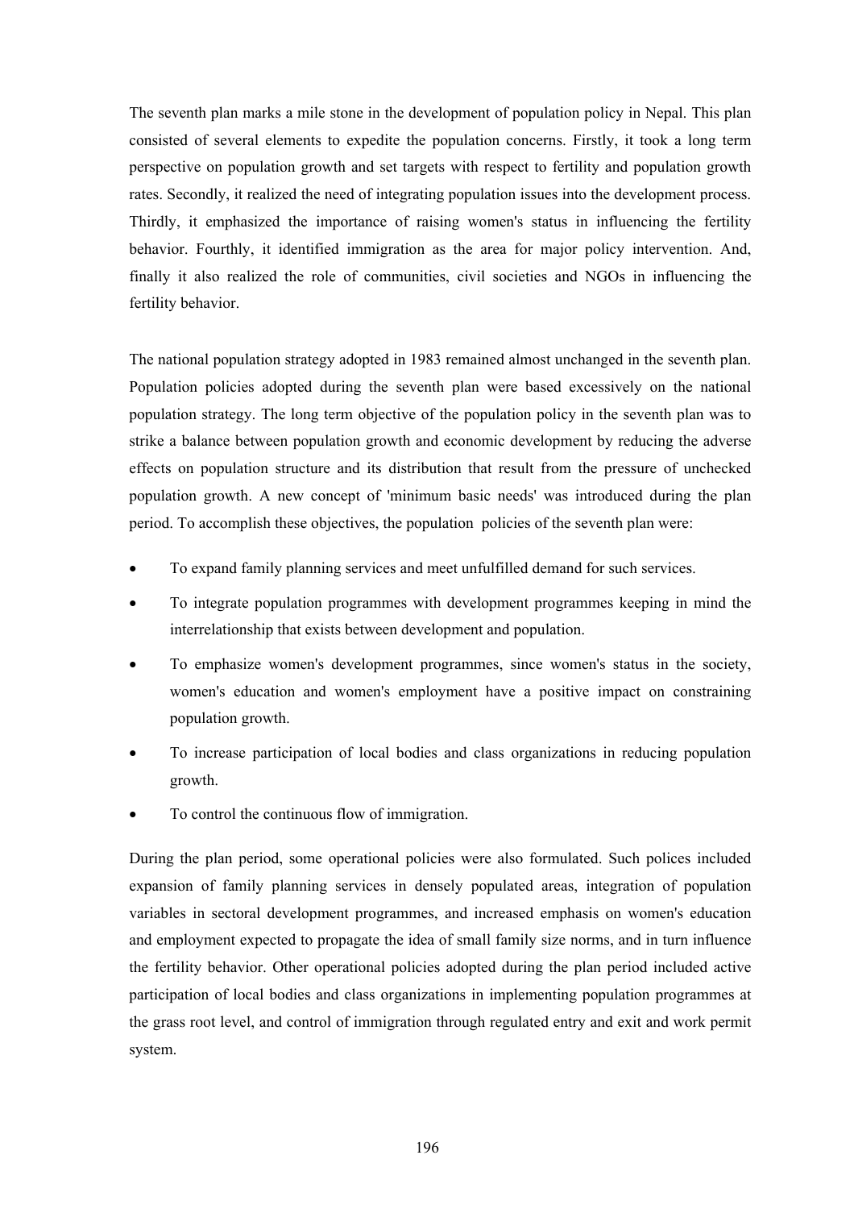The seventh plan marks a mile stone in the development of population policy in Nepal. This plan consisted of several elements to expedite the population concerns. Firstly, it took a long term perspective on population growth and set targets with respect to fertility and population growth rates. Secondly, it realized the need of integrating population issues into the development process. Thirdly, it emphasized the importance of raising women's status in influencing the fertility behavior. Fourthly, it identified immigration as the area for major policy intervention. And, finally it also realized the role of communities, civil societies and NGOs in influencing the fertility behavior.

The national population strategy adopted in 1983 remained almost unchanged in the seventh plan. Population policies adopted during the seventh plan were based excessively on the national population strategy. The long term objective of the population policy in the seventh plan was to strike a balance between population growth and economic development by reducing the adverse effects on population structure and its distribution that result from the pressure of unchecked population growth. A new concept of 'minimum basic needs' was introduced during the plan period. To accomplish these objectives, the population policies of the seventh plan were:

- To expand family planning services and meet unfulfilled demand for such services.
- To integrate population programmes with development programmes keeping in mind the interrelationship that exists between development and population.
- To emphasize women's development programmes, since women's status in the society, women's education and women's employment have a positive impact on constraining population growth.
- To increase participation of local bodies and class organizations in reducing population growth.
- To control the continuous flow of immigration.

During the plan period, some operational policies were also formulated. Such polices included expansion of family planning services in densely populated areas, integration of population variables in sectoral development programmes, and increased emphasis on women's education and employment expected to propagate the idea of small family size norms, and in turn influence the fertility behavior. Other operational policies adopted during the plan period included active participation of local bodies and class organizations in implementing population programmes at the grass root level, and control of immigration through regulated entry and exit and work permit system.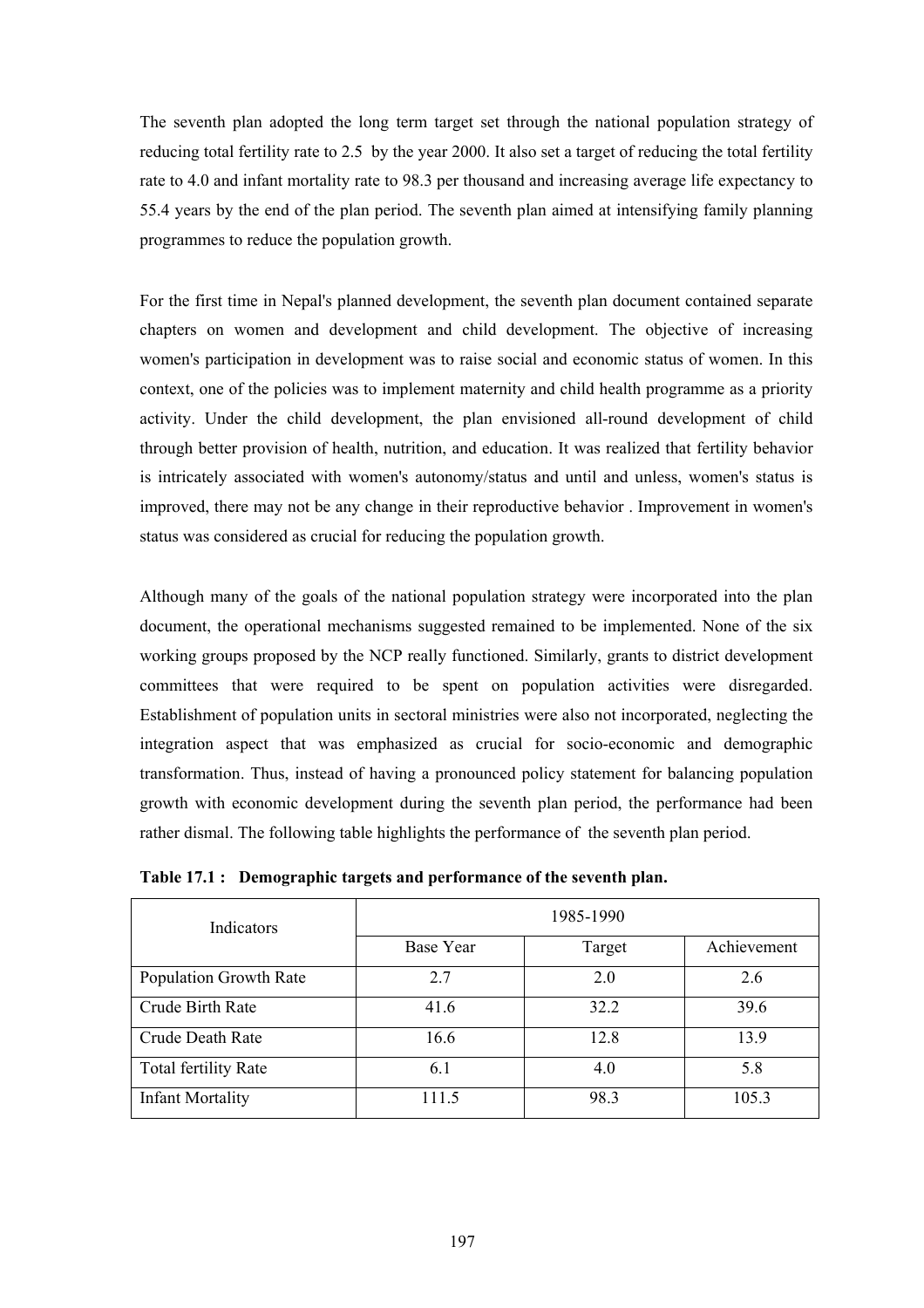The seventh plan adopted the long term target set through the national population strategy of reducing total fertility rate to 2.5 by the year 2000. It also set a target of reducing the total fertility rate to 4.0 and infant mortality rate to 98.3 per thousand and increasing average life expectancy to 55.4 years by the end of the plan period. The seventh plan aimed at intensifying family planning programmes to reduce the population growth.

For the first time in Nepal's planned development, the seventh plan document contained separate chapters on women and development and child development. The objective of increasing women's participation in development was to raise social and economic status of women. In this context, one of the policies was to implement maternity and child health programme as a priority activity. Under the child development, the plan envisioned all-round development of child through better provision of health, nutrition, and education. It was realized that fertility behavior is intricately associated with women's autonomy/status and until and unless, women's status is improved, there may not be any change in their reproductive behavior . Improvement in women's status was considered as crucial for reducing the population growth.

Although many of the goals of the national population strategy were incorporated into the plan document, the operational mechanisms suggested remained to be implemented. None of the six working groups proposed by the NCP really functioned. Similarly, grants to district development committees that were required to be spent on population activities were disregarded. Establishment of population units in sectoral ministries were also not incorporated, neglecting the integration aspect that was emphasized as crucial for socio-economic and demographic transformation. Thus, instead of having a pronounced policy statement for balancing population growth with economic development during the seventh plan period, the performance had been rather dismal. The following table highlights the performance of the seventh plan period.

**Table 17.1 : Demographic targets and performance of the seventh plan.**

| Indicators | 1985-1990 | | |
|---|---|---|---|
| | Base Year | Target | Achievement |
| Population Growth Rate | 2.7 | 2.0 | 2.6 |
| Crude Birth Rate | 41.6 | 32.2 | 39.6 |
| Crude Death Rate | 16.6 | 12.8 | 13.9 |
| Total fertility Rate | 6.1 | 4.0 | 5.8 |
| Infant Mortality | 111.5 | 98.3 | 105.3 |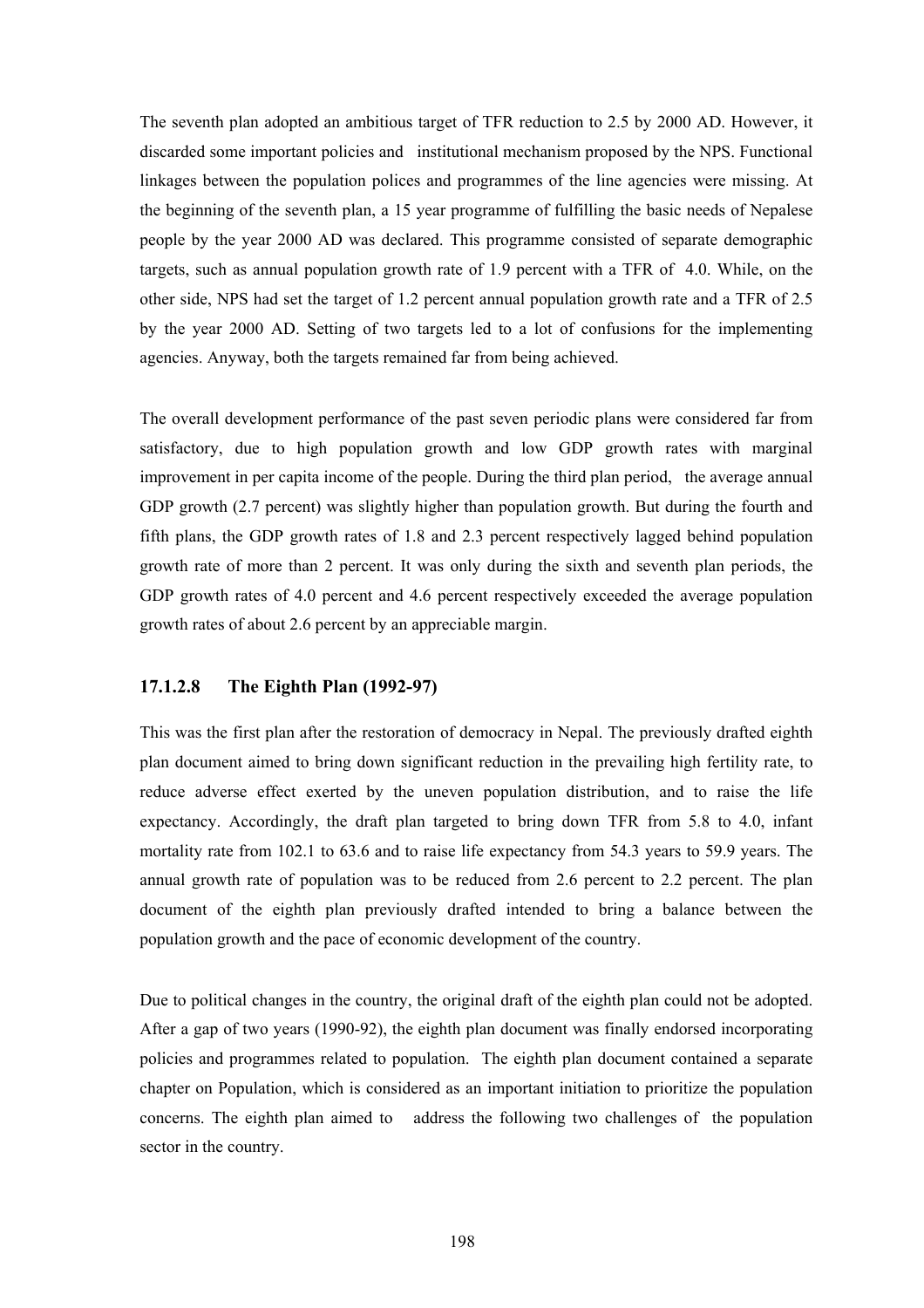The seventh plan adopted an ambitious target of TFR reduction to 2.5 by 2000 AD. However, it discarded some important policies and institutional mechanism proposed by the NPS. Functional linkages between the population polices and programmes of the line agencies were missing. At the beginning of the seventh plan, a 15 year programme of fulfilling the basic needs of Nepalese people by the year 2000 AD was declared. This programme consisted of separate demographic targets, such as annual population growth rate of 1.9 percent with a TFR of 4.0. While, on the other side, NPS had set the target of 1.2 percent annual population growth rate and a TFR of 2.5 by the year 2000 AD. Setting of two targets led to a lot of confusions for the implementing agencies. Anyway, both the targets remained far from being achieved.

The overall development performance of the past seven periodic plans were considered far from satisfactory, due to high population growth and low GDP growth rates with marginal improvement in per capita income of the people. During the third plan period, the average annual GDP growth (2.7 percent) was slightly higher than population growth. But during the fourth and fifth plans, the GDP growth rates of 1.8 and 2.3 percent respectively lagged behind population growth rate of more than 2 percent. It was only during the sixth and seventh plan periods, the GDP growth rates of 4.0 percent and 4.6 percent respectively exceeded the average population growth rates of about 2.6 percent by an appreciable margin.

#### 17.1.2.8 The Eighth Plan (1992-97)

This was the first plan after the restoration of democracy in Nepal. The previously drafted eighth plan document aimed to bring down significant reduction in the prevailing high fertility rate, to reduce adverse effect exerted by the uneven population distribution, and to raise the life expectancy. Accordingly, the draft plan targeted to bring down TFR from 5.8 to 4.0, infant mortality rate from 102.1 to 63.6 and to raise life expectancy from 54.3 years to 59.9 years. The annual growth rate of population was to be reduced from 2.6 percent to 2.2 percent. The plan document of the eighth plan previously drafted intended to bring a balance between the population growth and the pace of economic development of the country.

Due to political changes in the country, the original draft of the eighth plan could not be adopted. After a gap of two years (1990-92), the eighth plan document was finally endorsed incorporating policies and programmes related to population. The eighth plan document contained a separate chapter on Population, which is considered as an important initiation to prioritize the population concerns. The eighth plan aimed to address the following two challenges of the population sector in the country.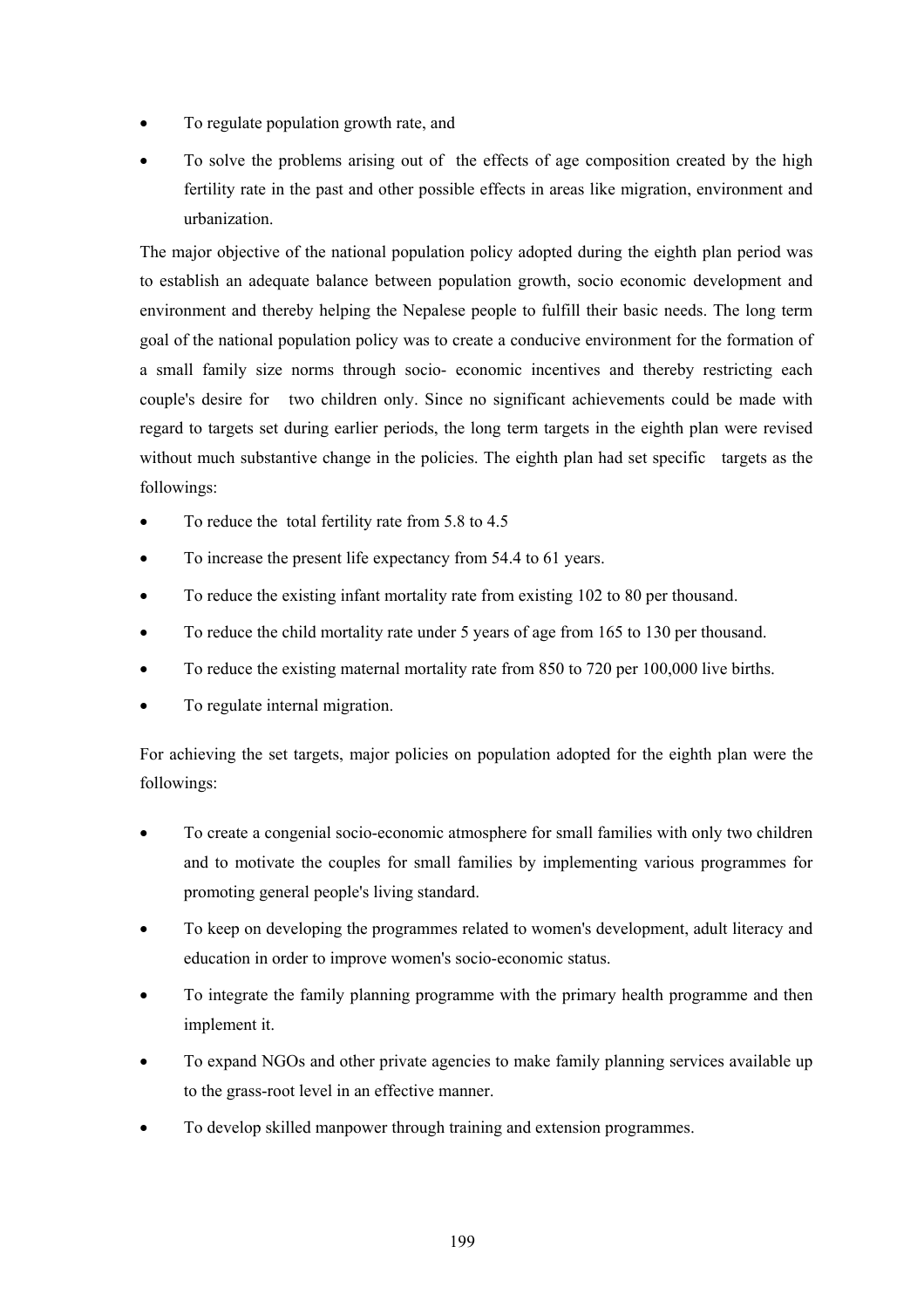- To regulate population growth rate, and
- To solve the problems arising out of the effects of age composition created by the high fertility rate in the past and other possible effects in areas like migration, environment and urbanization.

The major objective of the national population policy adopted during the eighth plan period was to establish an adequate balance between population growth, socio economic development and environment and thereby helping the Nepalese people to fulfill their basic needs. The long term goal of the national population policy was to create a conducive environment for the formation of a small family size norms through socio- economic incentives and thereby restricting each couple's desire for two children only. Since no significant achievements could be made with regard to targets set during earlier periods, the long term targets in the eighth plan were revised without much substantive change in the policies. The eighth plan had set specific targets as the followings:

- To reduce the total fertility rate from 5.8 to 4.5
- To increase the present life expectancy from 54.4 to 61 years.
- To reduce the existing infant mortality rate from existing 102 to 80 per thousand.
- To reduce the child mortality rate under 5 years of age from 165 to 130 per thousand.
- To reduce the existing maternal mortality rate from 850 to 720 per 100,000 live births.
- To regulate internal migration.

For achieving the set targets, major policies on population adopted for the eighth plan were the followings:

- To create a congenial socio-economic atmosphere for small families with only two children and to motivate the couples for small families by implementing various programmes for promoting general people's living standard.
- To keep on developing the programmes related to women's development, adult literacy and education in order to improve women's socio-economic status.
- To integrate the family planning programme with the primary health programme and then implement it.
- To expand NGOs and other private agencies to make family planning services available up to the grass-root level in an effective manner.
- To develop skilled manpower through training and extension programmes.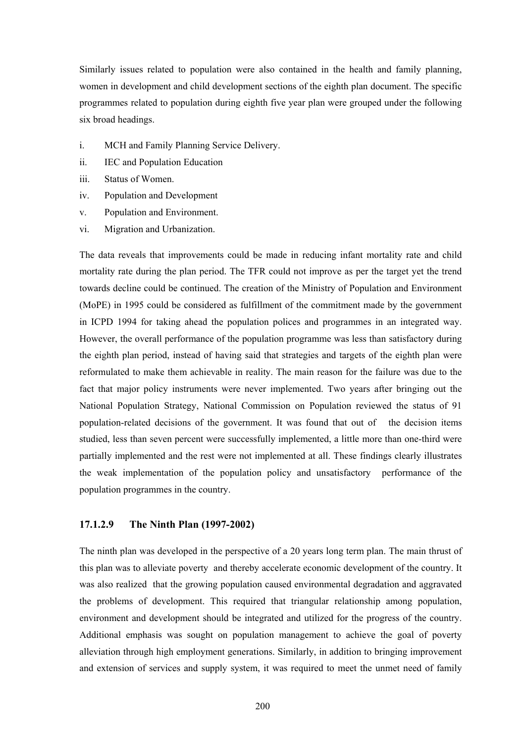Similarly issues related to population were also contained in the health and family planning, women in development and child development sections of the eighth plan document. The specific programmes related to population during eighth five year plan were grouped under the following six broad headings.

i. MCH and Family Planning Service Delivery.
ii. IEC and Population Education
iii. Status of Women.
iv. Population and Development
v. Population and Environment.
vi. Migration and Urbanization.

The data reveals that improvements could be made in reducing infant mortality rate and child mortality rate during the plan period. The TFR could not improve as per the target yet the trend towards decline could be continued. The creation of the Ministry of Population and Environment (MoPE) in 1995 could be considered as fulfillment of the commitment made by the government in ICPD 1994 for taking ahead the population polices and programmes in an integrated way. However, the overall performance of the population programme was less than satisfactory during the eighth plan period, instead of having said that strategies and targets of the eighth plan were reformulated to make them achievable in reality. The main reason for the failure was due to the fact that major policy instruments were never implemented. Two years after bringing out the National Population Strategy, National Commission on Population reviewed the status of 91 population-related decisions of the government. It was found that out of the decision items studied, less than seven percent were successfully implemented, a little more than one-third were partially implemented and the rest were not implemented at all. These findings clearly illustrates the weak implementation of the population policy and unsatisfactory performance of the population programmes in the country.

#### 17.1.2.9 The Ninth Plan (1997-2002)

The ninth plan was developed in the perspective of a 20 years long term plan. The main thrust of this plan was to alleviate poverty and thereby accelerate economic development of the country. It was also realized that the growing population caused environmental degradation and aggravated the problems of development. This required that triangular relationship among population, environment and development should be integrated and utilized for the progress of the country. Additional emphasis was sought on population management to achieve the goal of poverty alleviation through high employment generations. Similarly, in addition to bringing improvement and extension of services and supply system, it was required to meet the unmet need of family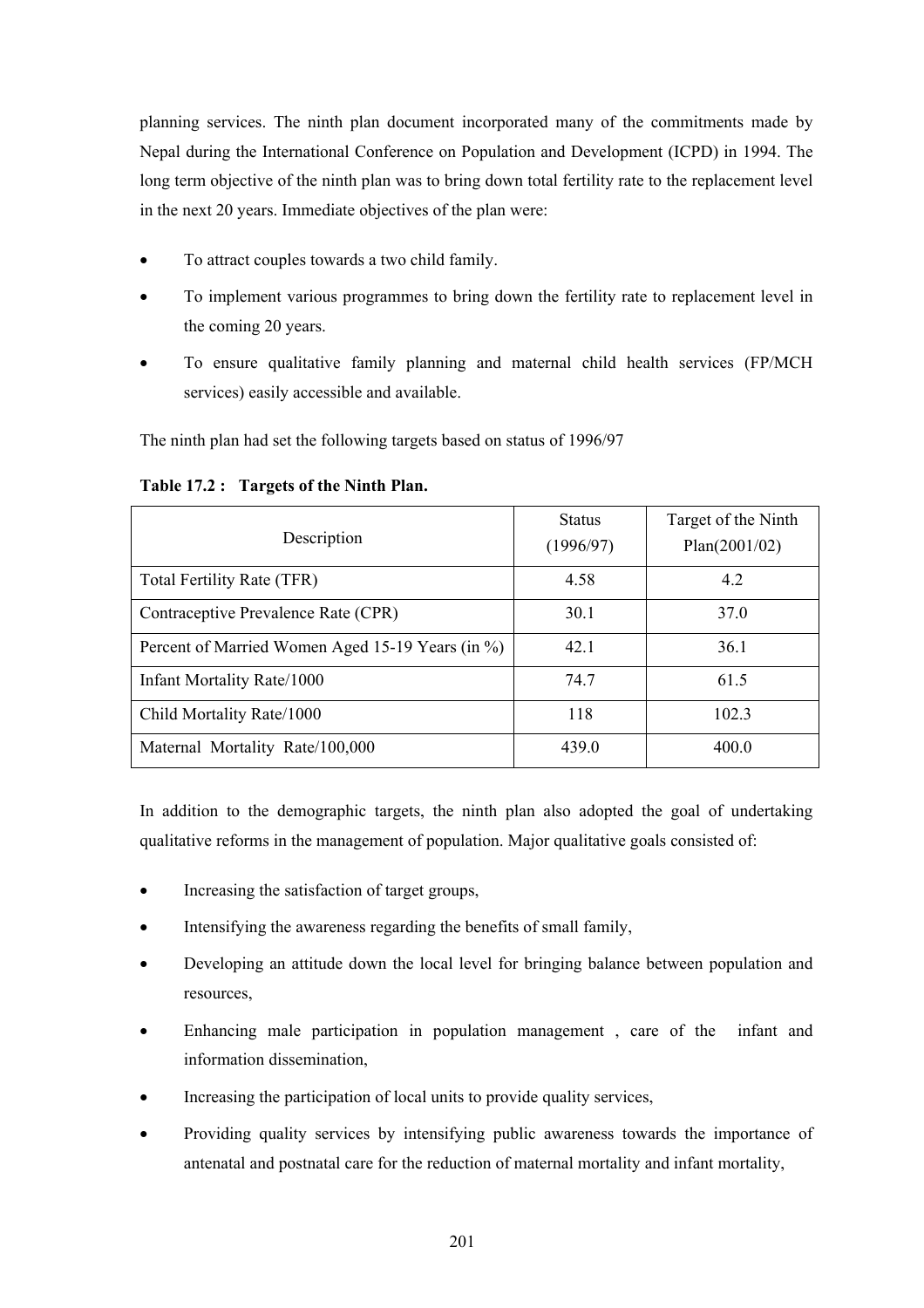planning services. The ninth plan document incorporated many of the commitments made by Nepal during the International Conference on Population and Development (ICPD) in 1994. The long term objective of the ninth plan was to bring down total fertility rate to the replacement level in the next 20 years. Immediate objectives of the plan were:

- To attract couples towards a two child family.
- To implement various programmes to bring down the fertility rate to replacement level in the coming 20 years.
- To ensure qualitative family planning and maternal child health services (FP/MCH services) easily accessible and available.

The ninth plan had set the following targets based on status of 1996/97

**Table 17.2 : Targets of the Ninth Plan.**

| Description | Status (1996/97) | Target of the Ninth Plan(2001/02) |
|---|---|---|
| Total Fertility Rate (TFR) | 4.58 | 4.2 |
| Contraceptive Prevalence Rate (CPR) | 30.1 | 37.0 |
| Percent of Married Women Aged 15-19 Years (in %) | 42.1 | 36.1 |
| Infant Mortality Rate/1000 | 74.7 | 61.5 |
| Child Mortality Rate/1000 | 118 | 102.3 |
| Maternal Mortality Rate/100,000 | 439.0 | 400.0 |

In addition to the demographic targets, the ninth plan also adopted the goal of undertaking qualitative reforms in the management of population. Major qualitative goals consisted of:

- Increasing the satisfaction of target groups,
- Intensifying the awareness regarding the benefits of small family,
- Developing an attitude down the local level for bringing balance between population and resources,
- Enhancing male participation in population management , care of the infant and information dissemination,
- Increasing the participation of local units to provide quality services,
- Providing quality services by intensifying public awareness towards the importance of antenatal and postnatal care for the reduction of maternal mortality and infant mortality,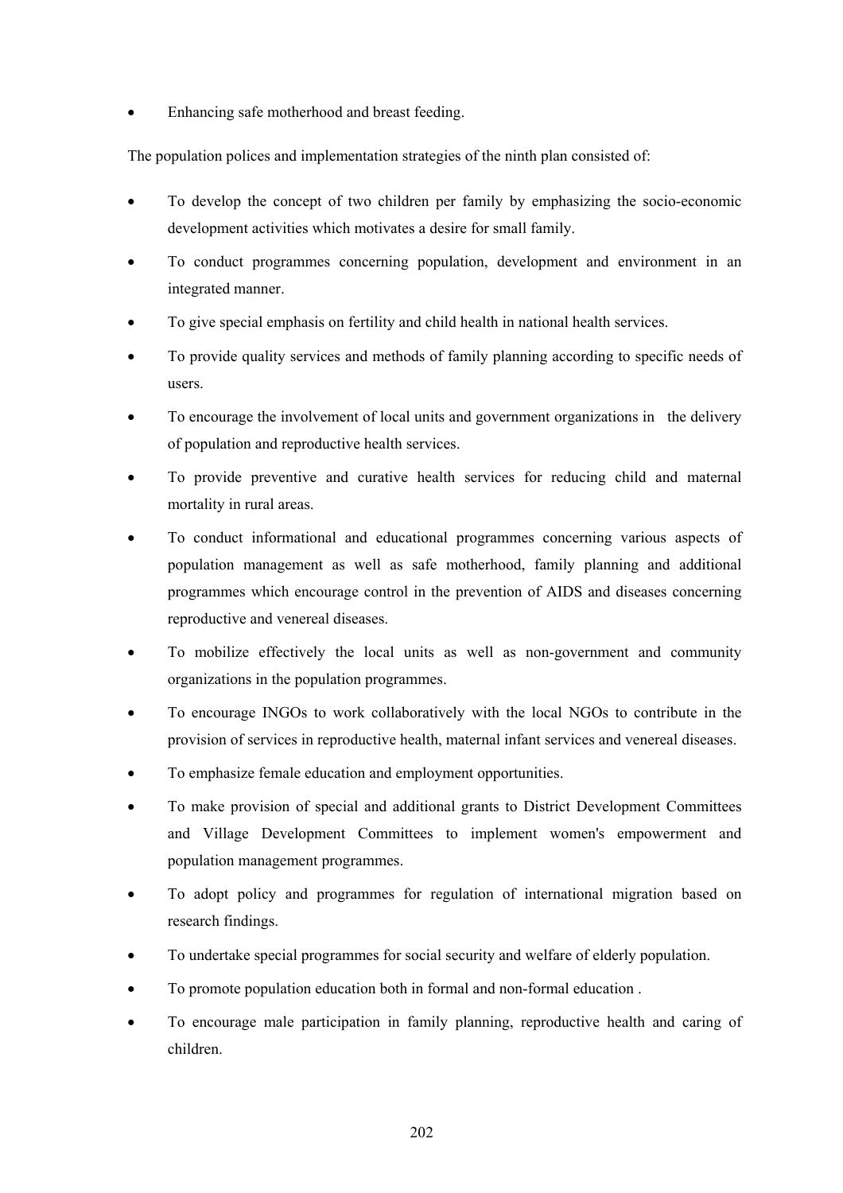- Enhancing safe motherhood and breast feeding.

The population polices and implementation strategies of the ninth plan consisted of:

- To develop the concept of two children per family by emphasizing the socio-economic development activities which motivates a desire for small family.
- To conduct programmes concerning population, development and environment in an integrated manner.
- To give special emphasis on fertility and child health in national health services.
- To provide quality services and methods of family planning according to specific needs of users.
- To encourage the involvement of local units and government organizations in the delivery of population and reproductive health services.
- To provide preventive and curative health services for reducing child and maternal mortality in rural areas.
- To conduct informational and educational programmes concerning various aspects of population management as well as safe motherhood, family planning and additional programmes which encourage control in the prevention of AIDS and diseases concerning reproductive and venereal diseases.
- To mobilize effectively the local units as well as non-government and community organizations in the population programmes.
- To encourage INGOs to work collaboratively with the local NGOs to contribute in the provision of services in reproductive health, maternal infant services and venereal diseases.
- To emphasize female education and employment opportunities.
- To make provision of special and additional grants to District Development Committees and Village Development Committees to implement women's empowerment and population management programmes.
- To adopt policy and programmes for regulation of international migration based on research findings.
- To undertake special programmes for social security and welfare of elderly population.
- To promote population education both in formal and non-formal education .
- To encourage male participation in family planning, reproductive health and caring of children.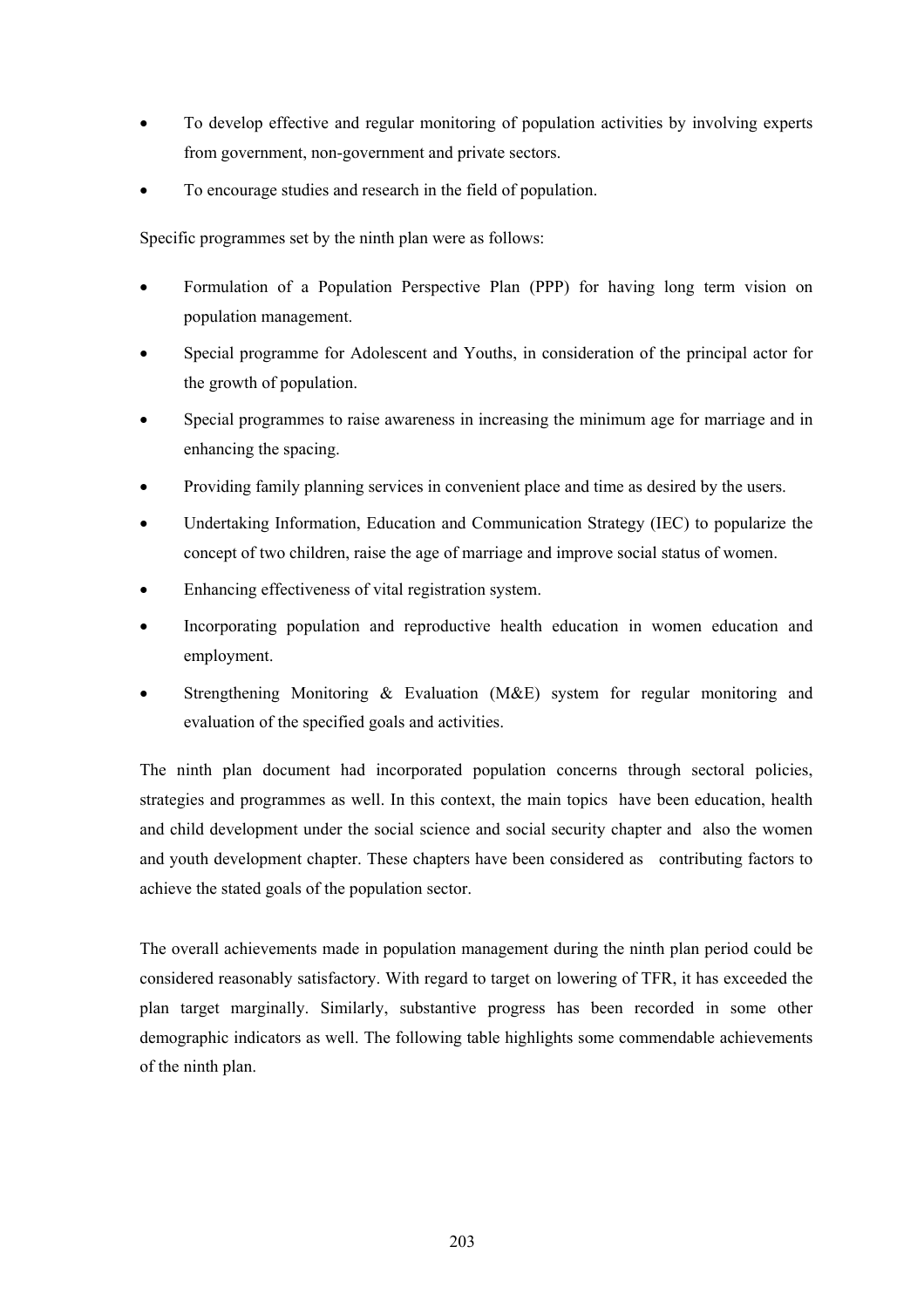- To develop effective and regular monitoring of population activities by involving experts from government, non-government and private sectors.
- To encourage studies and research in the field of population.

Specific programmes set by the ninth plan were as follows:

- Formulation of a Population Perspective Plan (PPP) for having long term vision on population management.
- Special programme for Adolescent and Youths, in consideration of the principal actor for the growth of population.
- Special programmes to raise awareness in increasing the minimum age for marriage and in enhancing the spacing.
- Providing family planning services in convenient place and time as desired by the users.
- Undertaking Information, Education and Communication Strategy (IEC) to popularize the concept of two children, raise the age of marriage and improve social status of women.
- Enhancing effectiveness of vital registration system.
- Incorporating population and reproductive health education in women education and employment.
- Strengthening Monitoring & Evaluation (M&E) system for regular monitoring and evaluation of the specified goals and activities.

The ninth plan document had incorporated population concerns through sectoral policies, strategies and programmes as well. In this context, the main topics have been education, health and child development under the social science and social security chapter and also the women and youth development chapter. These chapters have been considered as contributing factors to achieve the stated goals of the population sector.

The overall achievements made in population management during the ninth plan period could be considered reasonably satisfactory. With regard to target on lowering of TFR, it has exceeded the plan target marginally. Similarly, substantive progress has been recorded in some other demographic indicators as well. The following table highlights some commendable achievements of the ninth plan.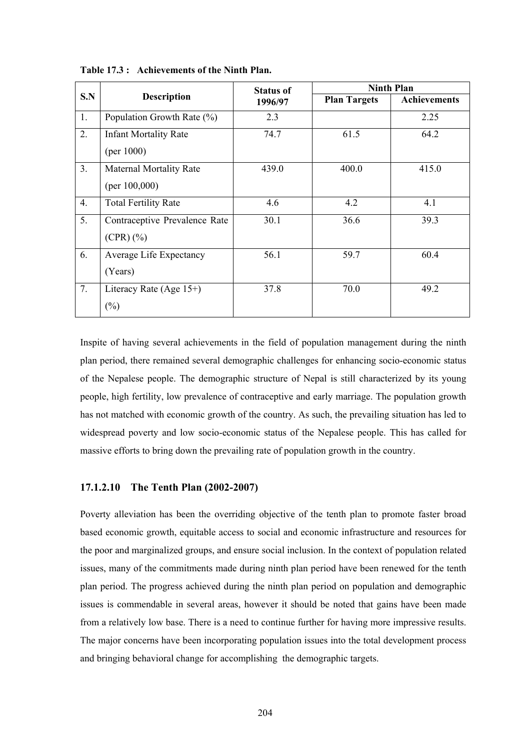**Table 17.3 : Achievements of the Ninth Plan.**

| S.N | Description | Status of 1996/97 | Ninth Plan | |
|---|---|---|---|---|
| | | | Plan Targets | Achievements |
| 1. | Population Growth Rate (%) | 2.3 | | 2.25 |
| 2. | Infant Mortality Rate (per 1000) | 74.7 | 61.5 | 64.2 |
| 3. | Maternal Mortality Rate (per 100,000) | 439.0 | 400.0 | 415.0 |
| 4. | Total Fertility Rate | 4.6 | 4.2 | 4.1 |
| 5. | Contraceptive Prevalence Rate (CPR) (%) | 30.1 | 36.6 | 39.3 |
| 6. | Average Life Expectancy (Years) | 56.1 | 59.7 | 60.4 |
| 7. | Literacy Rate (Age 15+) (%) | 37.8 | 70.0 | 49.2 |

Inspite of having several achievements in the field of population management during the ninth plan period, there remained several demographic challenges for enhancing socio-economic status of the Nepalese people. The demographic structure of Nepal is still characterized by its young people, high fertility, low prevalence of contraceptive and early marriage. The population growth has not matched with economic growth of the country. As such, the prevailing situation has led to widespread poverty and low socio-economic status of the Nepalese people. This has called for massive efforts to bring down the prevailing rate of population growth in the country.

### 17.1.2.10 The Tenth Plan (2002-2007)

Poverty alleviation has been the overriding objective of the tenth plan to promote faster broad based economic growth, equitable access to social and economic infrastructure and resources for the poor and marginalized groups, and ensure social inclusion. In the context of population related issues, many of the commitments made during ninth plan period have been renewed for the tenth plan period. The progress achieved during the ninth plan period on population and demographic issues is commendable in several areas, however it should be noted that gains have been made from a relatively low base. There is a need to continue further for having more impressive results. The major concerns have been incorporating population issues into the total development process and bringing behavioral change for accomplishing the demographic targets.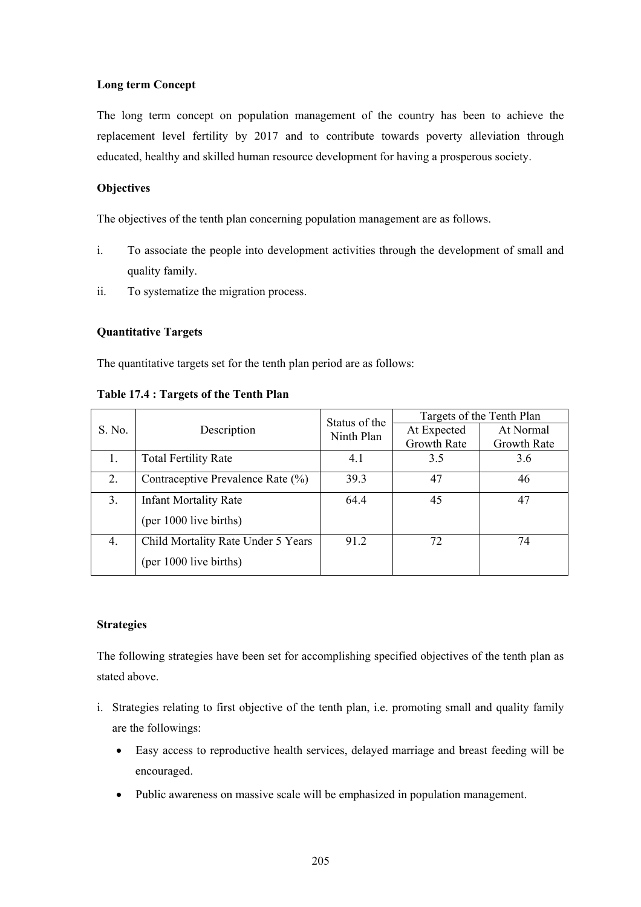**Long term Concept**

The long term concept on population management of the country has been to achieve the replacement level fertility by 2017 and to contribute towards poverty alleviation through educated, healthy and skilled human resource development for having a prosperous society.

**Objectives**

The objectives of the tenth plan concerning population management are as follows.

i. To associate the people into development activities through the development of small and quality family.
ii. To systematize the migration process.

**Quantitative Targets**

The quantitative targets set for the tenth plan period are as follows:

**Table 17.4 : Targets of the Tenth Plan**

| S. No. | Description | Status of the Ninth Plan | Targets of the Tenth Plan | |
|---|---|---|---|---|
| | | | At Expected Growth Rate | At Normal Growth Rate |
| 1. | Total Fertility Rate | 4.1 | 3.5 | 3.6 |
| 2. | Contraceptive Prevalence Rate (%) | 39.3 | 47 | 46 |
| 3. | Infant Mortality Rate (per 1000 live births) | 64.4 | 45 | 47 |
| 4. | Child Mortality Rate Under 5 Years (per 1000 live births) | 91.2 | 72 | 74 |

**Strategies**

The following strategies have been set for accomplishing specified objectives of the tenth plan as stated above.

i. Strategies relating to first objective of the tenth plan, i.e. promoting small and quality family are the followings:
   - Easy access to reproductive health services, delayed marriage and breast feeding will be encouraged.
   - Public awareness on massive scale will be emphasized in population management.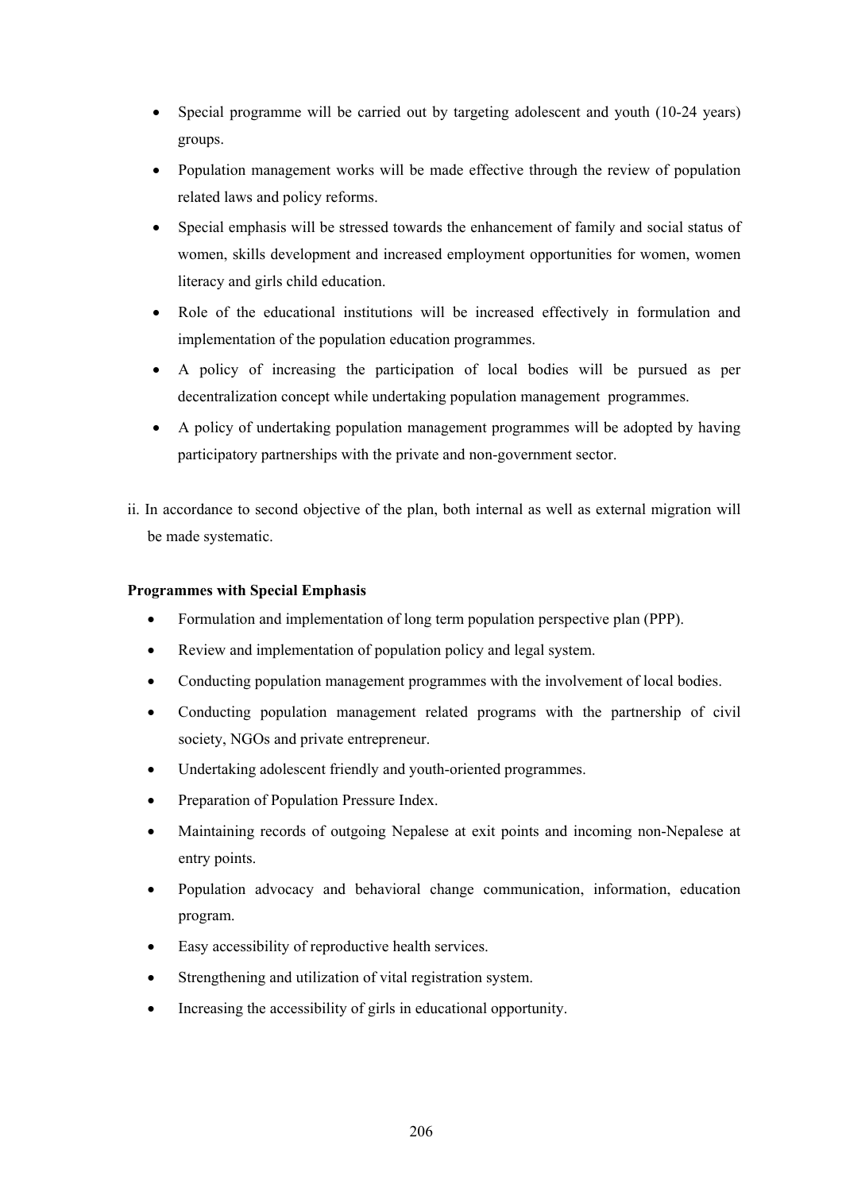- Special programme will be carried out by targeting adolescent and youth (10-24 years) groups.
- Population management works will be made effective through the review of population related laws and policy reforms.
- Special emphasis will be stressed towards the enhancement of family and social status of women, skills development and increased employment opportunities for women, women literacy and girls child education.
- Role of the educational institutions will be increased effectively in formulation and implementation of the population education programmes.
- A policy of increasing the participation of local bodies will be pursued as per decentralization concept while undertaking population management programmes.
- A policy of undertaking population management programmes will be adopted by having participatory partnerships with the private and non-government sector.

ii. In accordance to second objective of the plan, both internal as well as external migration will be made systematic.

**Programmes with Special Emphasis**

- Formulation and implementation of long term population perspective plan (PPP).
- Review and implementation of population policy and legal system.
- Conducting population management programmes with the involvement of local bodies.
- Conducting population management related programs with the partnership of civil society, NGOs and private entrepreneur.
- Undertaking adolescent friendly and youth-oriented programmes.
- Preparation of Population Pressure Index.
- Maintaining records of outgoing Nepalese at exit points and incoming non-Nepalese at entry points.
- Population advocacy and behavioral change communication, information, education program.
- Easy accessibility of reproductive health services.
- Strengthening and utilization of vital registration system.
- Increasing the accessibility of girls in educational opportunity.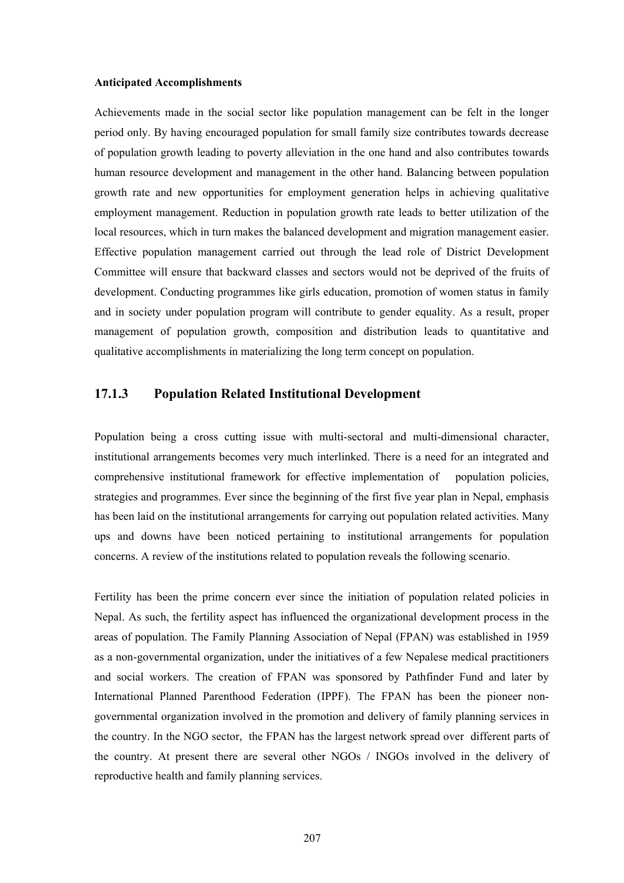**Anticipated Accomplishments**

Achievements made in the social sector like population management can be felt in the longer period only. By having encouraged population for small family size contributes towards decrease of population growth leading to poverty alleviation in the one hand and also contributes towards human resource development and management in the other hand. Balancing between population growth rate and new opportunities for employment generation helps in achieving qualitative employment management. Reduction in population growth rate leads to better utilization of the local resources, which in turn makes the balanced development and migration management easier. Effective population management carried out through the lead role of District Development Committee will ensure that backward classes and sectors would not be deprived of the fruits of development. Conducting programmes like girls education, promotion of women status in family and in society under population program will contribute to gender equality. As a result, proper management of population growth, composition and distribution leads to quantitative and qualitative accomplishments in materializing the long term concept on population.

### 17.1.3 Population Related Institutional Development

Population being a cross cutting issue with multi-sectoral and multi-dimensional character, institutional arrangements becomes very much interlinked. There is a need for an integrated and comprehensive institutional framework for effective implementation of population policies, strategies and programmes. Ever since the beginning of the first five year plan in Nepal, emphasis has been laid on the institutional arrangements for carrying out population related activities. Many ups and downs have been noticed pertaining to institutional arrangements for population concerns. A review of the institutions related to population reveals the following scenario.

Fertility has been the prime concern ever since the initiation of population related policies in Nepal. As such, the fertility aspect has influenced the organizational development process in the areas of population. The Family Planning Association of Nepal (FPAN) was established in 1959 as a non-governmental organization, under the initiatives of a few Nepalese medical practitioners and social workers. The creation of FPAN was sponsored by Pathfinder Fund and later by International Planned Parenthood Federation (IPPF). The FPAN has been the pioneer non-governmental organization involved in the promotion and delivery of family planning services in the country. In the NGO sector, the FPAN has the largest network spread over different parts of the country. At present there are several other NGOs / INGOs involved in the delivery of reproductive health and family planning services.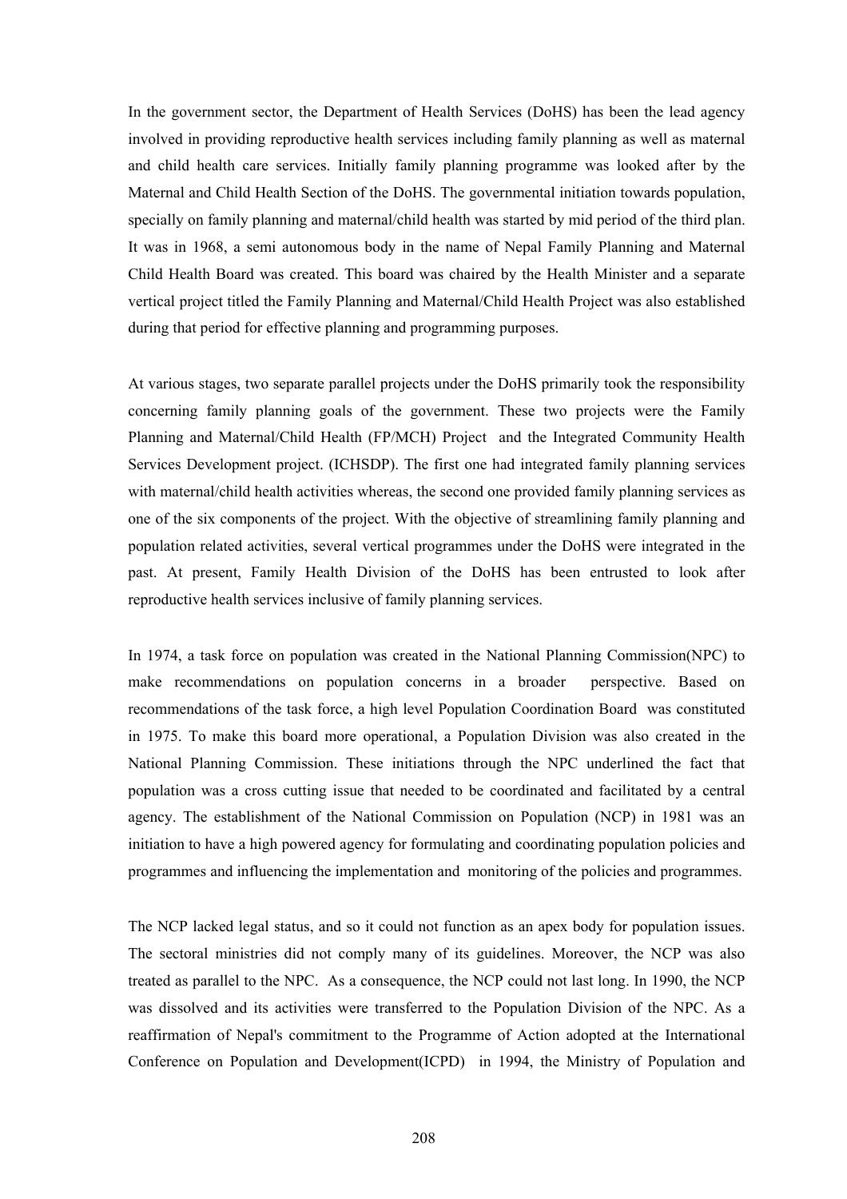In the government sector, the Department of Health Services (DoHS) has been the lead agency involved in providing reproductive health services including family planning as well as maternal and child health care services. Initially family planning programme was looked after by the Maternal and Child Health Section of the DoHS. The governmental initiation towards population, specially on family planning and maternal/child health was started by mid period of the third plan. It was in 1968, a semi autonomous body in the name of Nepal Family Planning and Maternal Child Health Board was created. This board was chaired by the Health Minister and a separate vertical project titled the Family Planning and Maternal/Child Health Project was also established during that period for effective planning and programming purposes.

At various stages, two separate parallel projects under the DoHS primarily took the responsibility concerning family planning goals of the government. These two projects were the Family Planning and Maternal/Child Health (FP/MCH) Project and the Integrated Community Health Services Development project. (ICHSDP). The first one had integrated family planning services with maternal/child health activities whereas, the second one provided family planning services as one of the six components of the project. With the objective of streamlining family planning and population related activities, several vertical programmes under the DoHS were integrated in the past. At present, Family Health Division of the DoHS has been entrusted to look after reproductive health services inclusive of family planning services.

In 1974, a task force on population was created in the National Planning Commission(NPC) to make recommendations on population concerns in a broader perspective. Based on recommendations of the task force, a high level Population Coordination Board was constituted in 1975. To make this board more operational, a Population Division was also created in the National Planning Commission. These initiations through the NPC underlined the fact that population was a cross cutting issue that needed to be coordinated and facilitated by a central agency. The establishment of the National Commission on Population (NCP) in 1981 was an initiation to have a high powered agency for formulating and coordinating population policies and programmes and influencing the implementation and monitoring of the policies and programmes.

The NCP lacked legal status, and so it could not function as an apex body for population issues. The sectoral ministries did not comply many of its guidelines. Moreover, the NCP was also treated as parallel to the NPC. As a consequence, the NCP could not last long. In 1990, the NCP was dissolved and its activities were transferred to the Population Division of the NPC. As a reaffirmation of Nepal's commitment to the Programme of Action adopted at the International Conference on Population and Development(ICPD) in 1994, the Ministry of Population and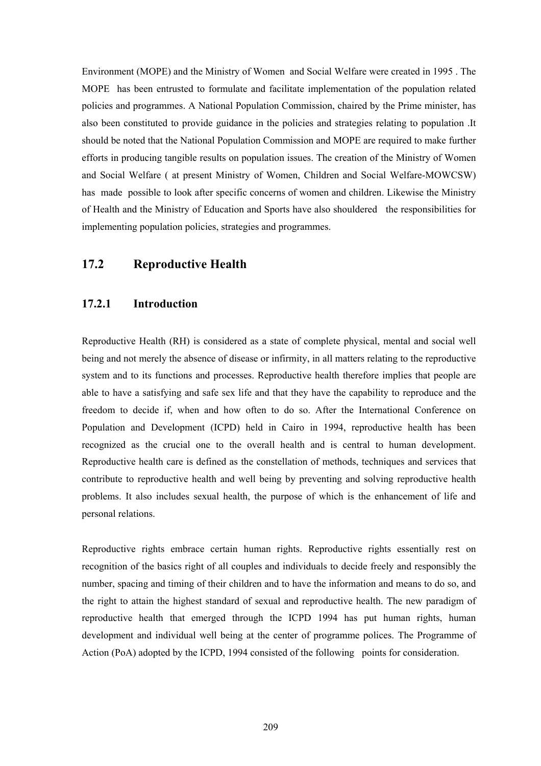Environment (MOPE) and the Ministry of Women and Social Welfare were created in 1995 . The MOPE has been entrusted to formulate and facilitate implementation of the population related policies and programmes. A National Population Commission, chaired by the Prime minister, has also been constituted to provide guidance in the policies and strategies relating to population .It should be noted that the National Population Commission and MOPE are required to make further efforts in producing tangible results on population issues. The creation of the Ministry of Women and Social Welfare ( at present Ministry of Women, Children and Social Welfare-MOWCSW) has made possible to look after specific concerns of women and children. Likewise the Ministry of Health and the Ministry of Education and Sports have also shouldered the responsibilities for implementing population policies, strategies and programmes.

## 17.2 Reproductive Health

### 17.2.1 Introduction

Reproductive Health (RH) is considered as a state of complete physical, mental and social well being and not merely the absence of disease or infirmity, in all matters relating to the reproductive system and to its functions and processes. Reproductive health therefore implies that people are able to have a satisfying and safe sex life and that they have the capability to reproduce and the freedom to decide if, when and how often to do so. After the International Conference on Population and Development (ICPD) held in Cairo in 1994, reproductive health has been recognized as the crucial one to the overall health and is central to human development. Reproductive health care is defined as the constellation of methods, techniques and services that contribute to reproductive health and well being by preventing and solving reproductive health problems. It also includes sexual health, the purpose of which is the enhancement of life and personal relations.

Reproductive rights embrace certain human rights. Reproductive rights essentially rest on recognition of the basics right of all couples and individuals to decide freely and responsibly the number, spacing and timing of their children and to have the information and means to do so, and the right to attain the highest standard of sexual and reproductive health. The new paradigm of reproductive health that emerged through the ICPD 1994 has put human rights, human development and individual well being at the center of programme polices. The Programme of Action (PoA) adopted by the ICPD, 1994 consisted of the following points for consideration.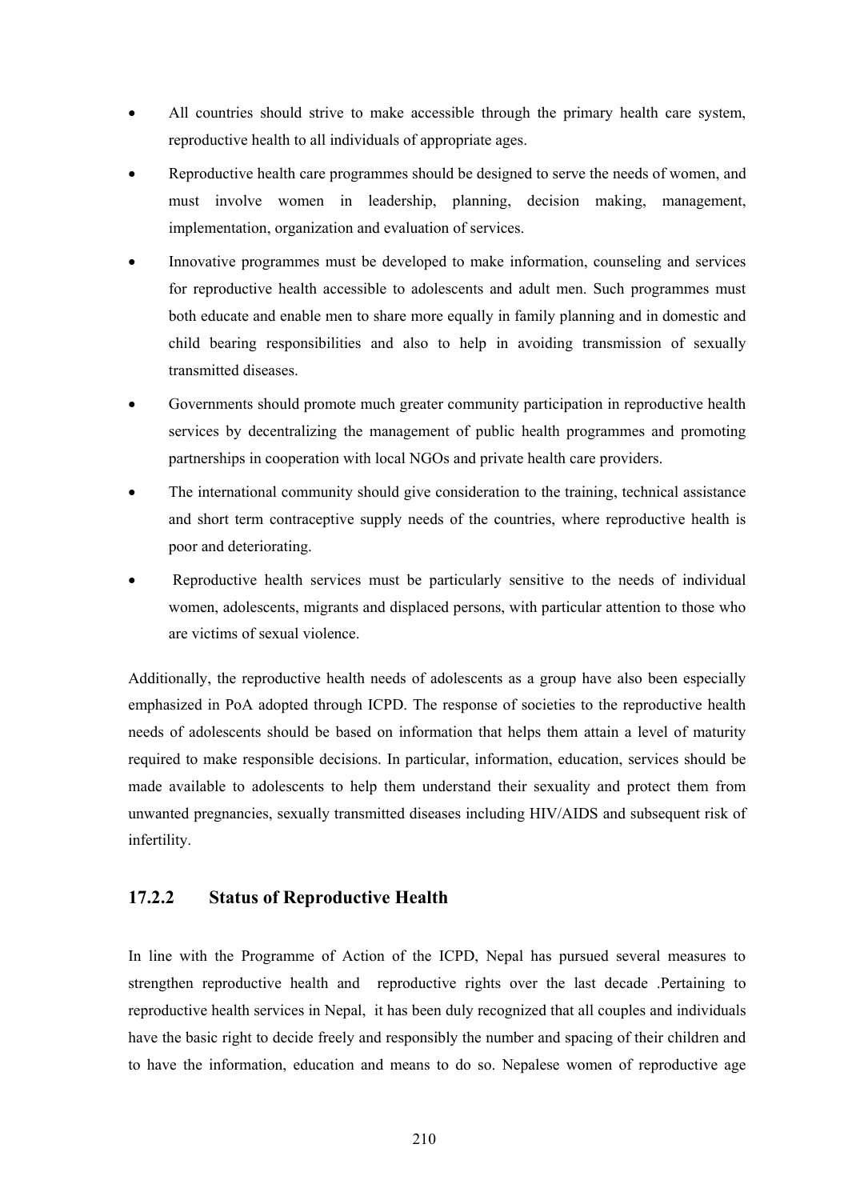- All countries should strive to make accessible through the primary health care system, reproductive health to all individuals of appropriate ages.
- Reproductive health care programmes should be designed to serve the needs of women, and must involve women in leadership, planning, decision making, management, implementation, organization and evaluation of services.
- Innovative programmes must be developed to make information, counseling and services for reproductive health accessible to adolescents and adult men. Such programmes must both educate and enable men to share more equally in family planning and in domestic and child bearing responsibilities and also to help in avoiding transmission of sexually transmitted diseases.
- Governments should promote much greater community participation in reproductive health services by decentralizing the management of public health programmes and promoting partnerships in cooperation with local NGOs and private health care providers.
- The international community should give consideration to the training, technical assistance and short term contraceptive supply needs of the countries, where reproductive health is poor and deteriorating.
- Reproductive health services must be particularly sensitive to the needs of individual women, adolescents, migrants and displaced persons, with particular attention to those who are victims of sexual violence.

Additionally, the reproductive health needs of adolescents as a group have also been especially emphasized in PoA adopted through ICPD. The response of societies to the reproductive health needs of adolescents should be based on information that helps them attain a level of maturity required to make responsible decisions. In particular, information, education, services should be made available to adolescents to help them understand their sexuality and protect them from unwanted pregnancies, sexually transmitted diseases including HIV/AIDS and subsequent risk of infertility.

### 17.2.2 Status of Reproductive Health

In line with the Programme of Action of the ICPD, Nepal has pursued several measures to strengthen reproductive health and reproductive rights over the last decade .Pertaining to reproductive health services in Nepal, it has been duly recognized that all couples and individuals have the basic right to decide freely and responsibly the number and spacing of their children and to have the information, education and means to do so. Nepalese women of reproductive age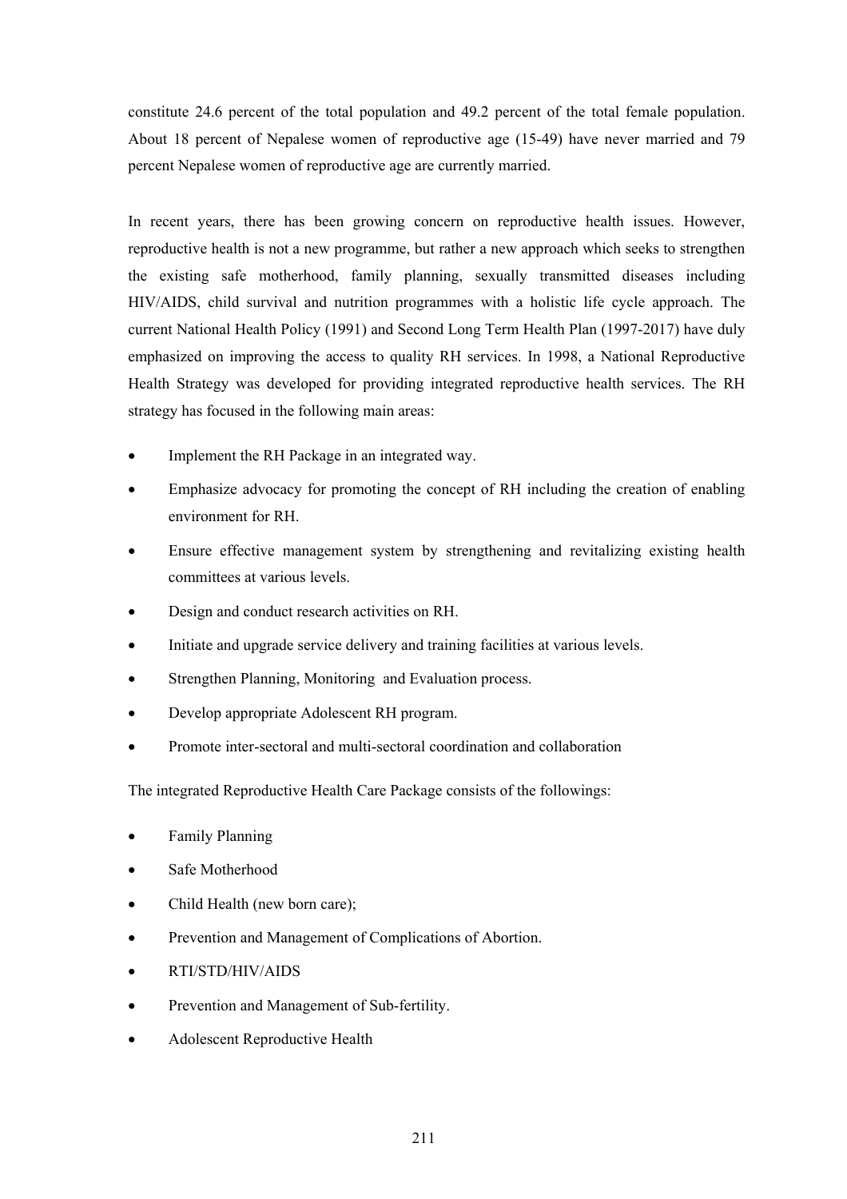constitute 24.6 percent of the total population and 49.2 percent of the total female population. About 18 percent of Nepalese women of reproductive age (15-49) have never married and 79 percent Nepalese women of reproductive age are currently married.

In recent years, there has been growing concern on reproductive health issues. However, reproductive health is not a new programme, but rather a new approach which seeks to strengthen the existing safe motherhood, family planning, sexually transmitted diseases including HIV/AIDS, child survival and nutrition programmes with a holistic life cycle approach. The current National Health Policy (1991) and Second Long Term Health Plan (1997-2017) have duly emphasized on improving the access to quality RH services. In 1998, a National Reproductive Health Strategy was developed for providing integrated reproductive health services. The RH strategy has focused in the following main areas:

- Implement the RH Package in an integrated way.
- Emphasize advocacy for promoting the concept of RH including the creation of enabling environment for RH.
- Ensure effective management system by strengthening and revitalizing existing health committees at various levels.
- Design and conduct research activities on RH.
- Initiate and upgrade service delivery and training facilities at various levels.
- Strengthen Planning, Monitoring and Evaluation process.
- Develop appropriate Adolescent RH program.
- Promote inter-sectoral and multi-sectoral coordination and collaboration

The integrated Reproductive Health Care Package consists of the followings:

- Family Planning
- Safe Motherhood
- Child Health (new born care);
- Prevention and Management of Complications of Abortion.
- RTI/STD/HIV/AIDS
- Prevention and Management of Sub-fertility.
- Adolescent Reproductive Health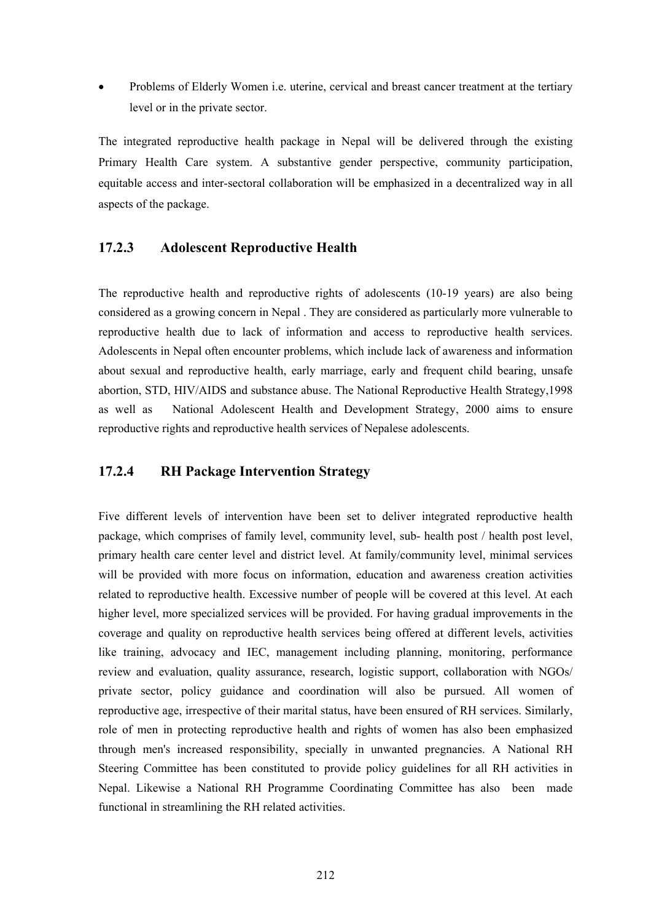- Problems of Elderly Women i.e. uterine, cervical and breast cancer treatment at the tertiary level or in the private sector.

The integrated reproductive health package in Nepal will be delivered through the existing Primary Health Care system. A substantive gender perspective, community participation, equitable access and inter-sectoral collaboration will be emphasized in a decentralized way in all aspects of the package.

### 17.2.3 Adolescent Reproductive Health

The reproductive health and reproductive rights of adolescents (10-19 years) are also being considered as a growing concern in Nepal . They are considered as particularly more vulnerable to reproductive health due to lack of information and access to reproductive health services. Adolescents in Nepal often encounter problems, which include lack of awareness and information about sexual and reproductive health, early marriage, early and frequent child bearing, unsafe abortion, STD, HIV/AIDS and substance abuse. The National Reproductive Health Strategy,1998 as well as National Adolescent Health and Development Strategy, 2000 aims to ensure reproductive rights and reproductive health services of Nepalese adolescents.

### 17.2.4 RH Package Intervention Strategy

Five different levels of intervention have been set to deliver integrated reproductive health package, which comprises of family level, community level, sub- health post / health post level, primary health care center level and district level. At family/community level, minimal services will be provided with more focus on information, education and awareness creation activities related to reproductive health. Excessive number of people will be covered at this level. At each higher level, more specialized services will be provided. For having gradual improvements in the coverage and quality on reproductive health services being offered at different levels, activities like training, advocacy and IEC, management including planning, monitoring, performance review and evaluation, quality assurance, research, logistic support, collaboration with NGOs/ private sector, policy guidance and coordination will also be pursued. All women of reproductive age, irrespective of their marital status, have been ensured of RH services. Similarly, role of men in protecting reproductive health and rights of women has also been emphasized through men's increased responsibility, specially in unwanted pregnancies. A National RH Steering Committee has been constituted to provide policy guidelines for all RH activities in Nepal. Likewise a National RH Programme Coordinating Committee has also been made functional in streamlining the RH related activities.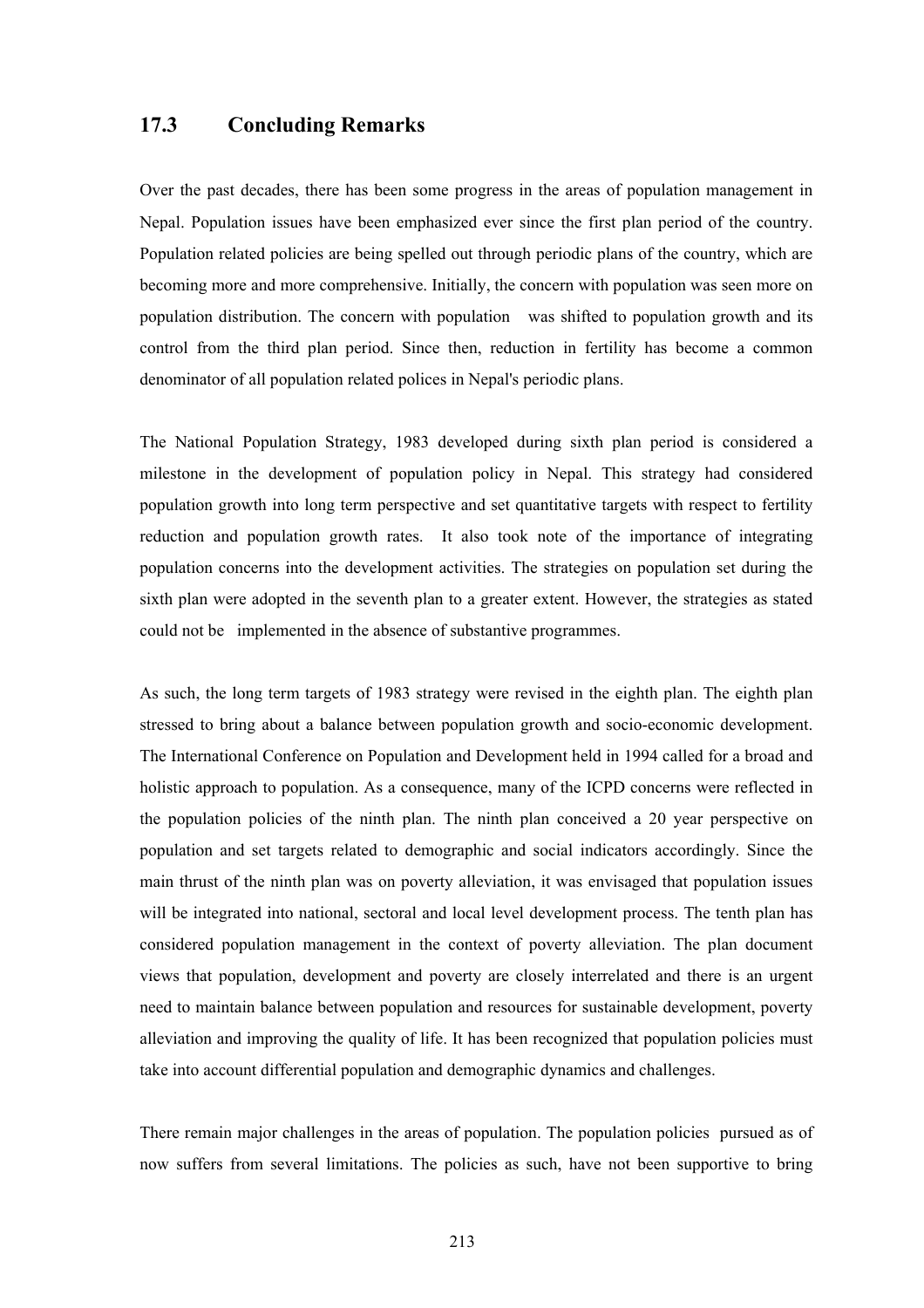## 17.3 Concluding Remarks

Over the past decades, there has been some progress in the areas of population management in Nepal. Population issues have been emphasized ever since the first plan period of the country. Population related policies are being spelled out through periodic plans of the country, which are becoming more and more comprehensive. Initially, the concern with population was seen more on population distribution. The concern with population was shifted to population growth and its control from the third plan period. Since then, reduction in fertility has become a common denominator of all population related polices in Nepal's periodic plans.

The National Population Strategy, 1983 developed during sixth plan period is considered a milestone in the development of population policy in Nepal. This strategy had considered population growth into long term perspective and set quantitative targets with respect to fertility reduction and population growth rates. It also took note of the importance of integrating population concerns into the development activities. The strategies on population set during the sixth plan were adopted in the seventh plan to a greater extent. However, the strategies as stated could not be implemented in the absence of substantive programmes.

As such, the long term targets of 1983 strategy were revised in the eighth plan. The eighth plan stressed to bring about a balance between population growth and socio-economic development. The International Conference on Population and Development held in 1994 called for a broad and holistic approach to population. As a consequence, many of the ICPD concerns were reflected in the population policies of the ninth plan. The ninth plan conceived a 20 year perspective on population and set targets related to demographic and social indicators accordingly. Since the main thrust of the ninth plan was on poverty alleviation, it was envisaged that population issues will be integrated into national, sectoral and local level development process. The tenth plan has considered population management in the context of poverty alleviation. The plan document views that population, development and poverty are closely interrelated and there is an urgent need to maintain balance between population and resources for sustainable development, poverty alleviation and improving the quality of life. It has been recognized that population policies must take into account differential population and demographic dynamics and challenges.

There remain major challenges in the areas of population. The population policies pursued as of now suffers from several limitations. The policies as such, have not been supportive to bring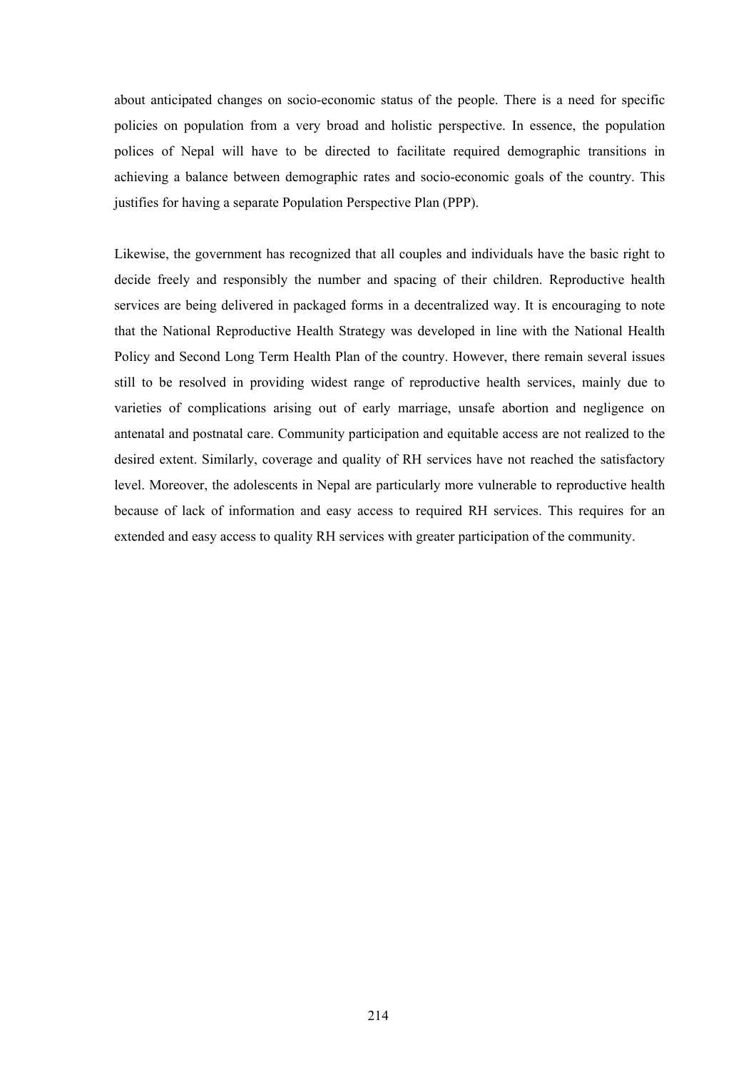about anticipated changes on socio-economic status of the people. There is a need for specific policies on population from a very broad and holistic perspective. In essence, the population polices of Nepal will have to be directed to facilitate required demographic transitions in achieving a balance between demographic rates and socio-economic goals of the country. This justifies for having a separate Population Perspective Plan (PPP).

Likewise, the government has recognized that all couples and individuals have the basic right to decide freely and responsibly the number and spacing of their children. Reproductive health services are being delivered in packaged forms in a decentralized way. It is encouraging to note that the National Reproductive Health Strategy was developed in line with the National Health Policy and Second Long Term Health Plan of the country. However, there remain several issues still to be resolved in providing widest range of reproductive health services, mainly due to varieties of complications arising out of early marriage, unsafe abortion and negligence on antenatal and postnatal care. Community participation and equitable access are not realized to the desired extent. Similarly, coverage and quality of RH services have not reached the satisfactory level. Moreover, the adolescents in Nepal are particularly more vulnerable to reproductive health because of lack of information and easy access to required RH services. This requires for an extended and easy access to quality RH services with greater participation of the community.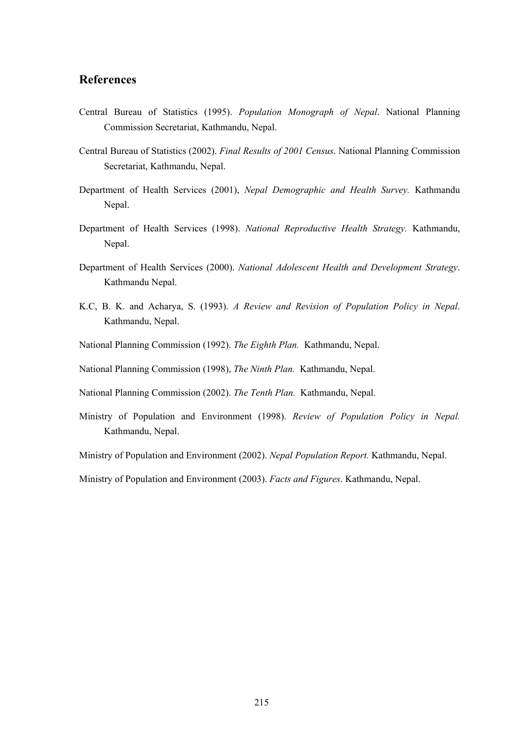## References

Central Bureau of Statistics (1995). *Population Monograph of Nepal*. National Planning Commission Secretariat, Kathmandu, Nepal.

Central Bureau of Statistics (2002). *Final Results of 2001 Census*. National Planning Commission Secretariat, Kathmandu, Nepal.

Department of Health Services (2001), *Nepal Demographic and Health Survey*. Kathmandu Nepal.

Department of Health Services (1998). *National Reproductive Health Strategy.* Kathmandu, Nepal.

Department of Health Services (2000). *National Adolescent Health and Development Strategy*. Kathmandu Nepal.

K.C, B. K. and Acharya, S. (1993). *A Review and Revision of Population Policy in Nepal*. Kathmandu, Nepal.

National Planning Commission (1992). *The Eighth Plan.* Kathmandu, Nepal.

National Planning Commission (1998), *The Ninth Plan.* Kathmandu, Nepal.

National Planning Commission (2002). *The Tenth Plan.* Kathmandu, Nepal.

Ministry of Population and Environment (1998). *Review of Population Policy in Nepal.* Kathmandu, Nepal.

Ministry of Population and Environment (2002). *Nepal Population Report.* Kathmandu, Nepal.

Ministry of Population and Environment (2003). *Facts and Figures*. Kathmandu, Nepal.